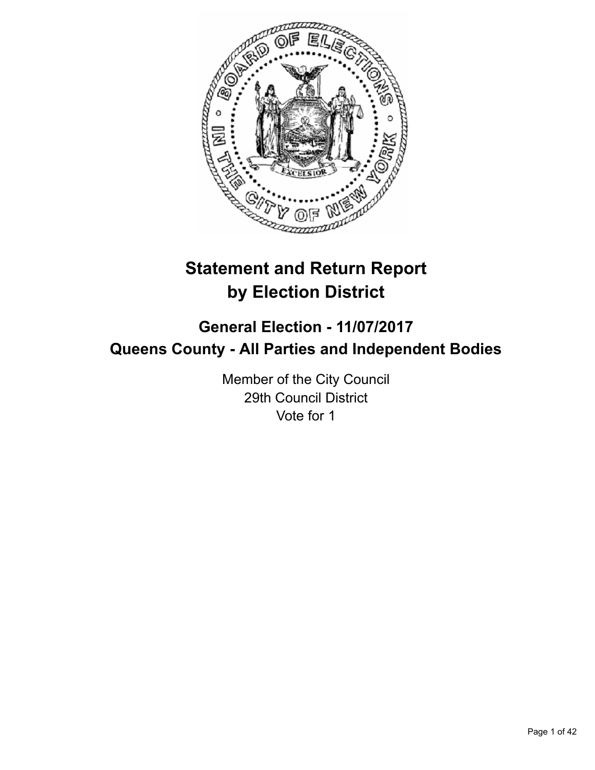# Statement and Return Report by Election District

## General Election - 11/07/2017
## Queens County - All Parties and Independent Bodies

Member of the City Council
29th Council District
Vote for 1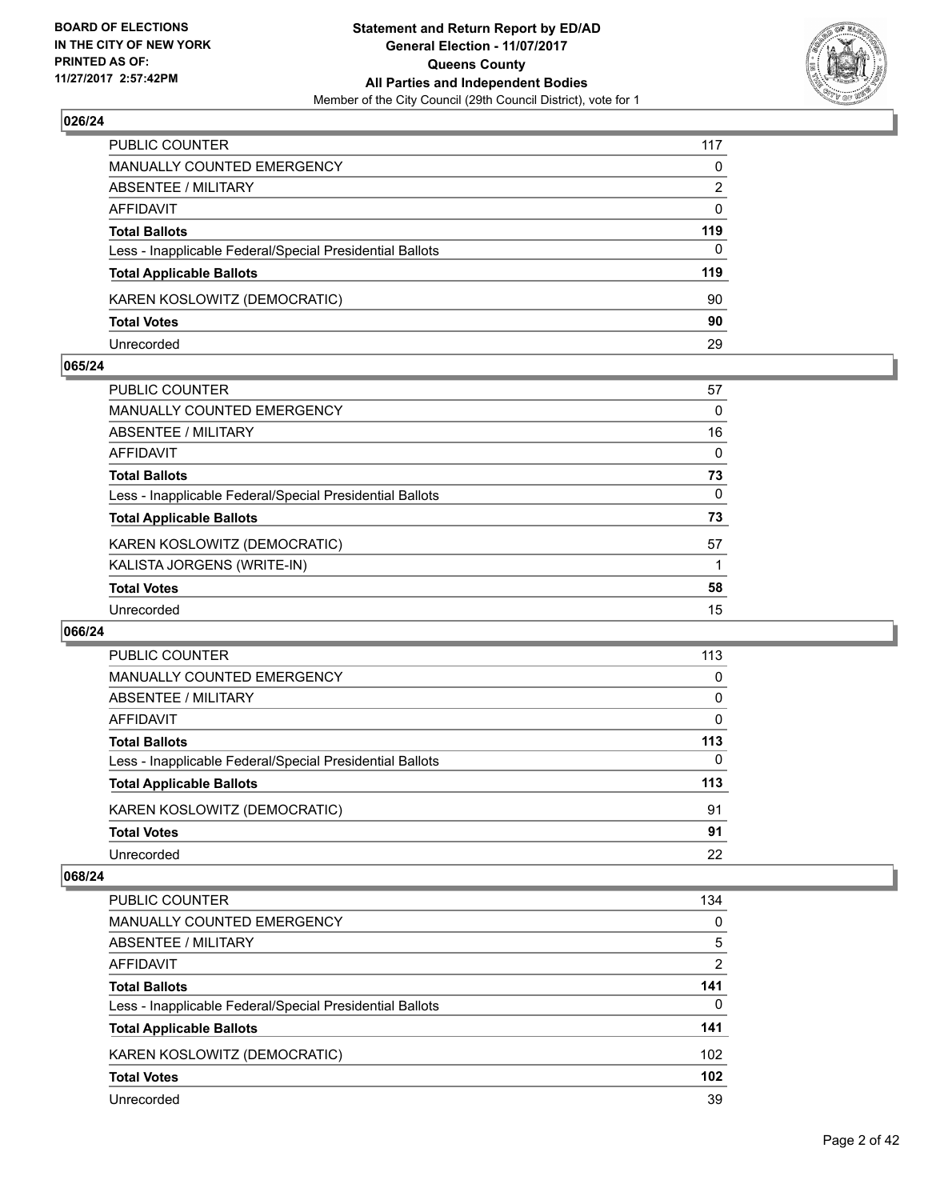## 026/24

| | |
|---|---|
| PUBLIC COUNTER | 117 |
| MANUALLY COUNTED EMERGENCY | 0 |
| ABSENTEE / MILITARY | 2 |
| AFFIDAVIT | 0 |
| **Total Ballots** | **119** |
| Less - Inapplicable Federal/Special Presidential Ballots | 0 |
| **Total Applicable Ballots** | **119** |
| KAREN KOSLOWITZ (DEMOCRATIC) | 90 |
| **Total Votes** | **90** |
| Unrecorded | 29 |

## 065/24

| | |
|---|---|
| PUBLIC COUNTER | 57 |
| MANUALLY COUNTED EMERGENCY | 0 |
| ABSENTEE / MILITARY | 16 |
| AFFIDAVIT | 0 |
| **Total Ballots** | **73** |
| Less - Inapplicable Federal/Special Presidential Ballots | 0 |
| **Total Applicable Ballots** | **73** |
| KAREN KOSLOWITZ (DEMOCRATIC) | 57 |
| KALISTA JORGENS (WRITE-IN) | 1 |
| **Total Votes** | **58** |
| Unrecorded | 15 |

## 066/24

| | |
|---|---|
| PUBLIC COUNTER | 113 |
| MANUALLY COUNTED EMERGENCY | 0 |
| ABSENTEE / MILITARY | 0 |
| AFFIDAVIT | 0 |
| **Total Ballots** | **113** |
| Less - Inapplicable Federal/Special Presidential Ballots | 0 |
| **Total Applicable Ballots** | **113** |
| KAREN KOSLOWITZ (DEMOCRATIC) | 91 |
| **Total Votes** | **91** |
| Unrecorded | 22 |

## 068/24

| | |
|---|---|
| PUBLIC COUNTER | 134 |
| MANUALLY COUNTED EMERGENCY | 0 |
| ABSENTEE / MILITARY | 5 |
| AFFIDAVIT | 2 |
| **Total Ballots** | **141** |
| Less - Inapplicable Federal/Special Presidential Ballots | 0 |
| **Total Applicable Ballots** | **141** |
| KAREN KOSLOWITZ (DEMOCRATIC) | 102 |
| **Total Votes** | **102** |
| Unrecorded | 39 |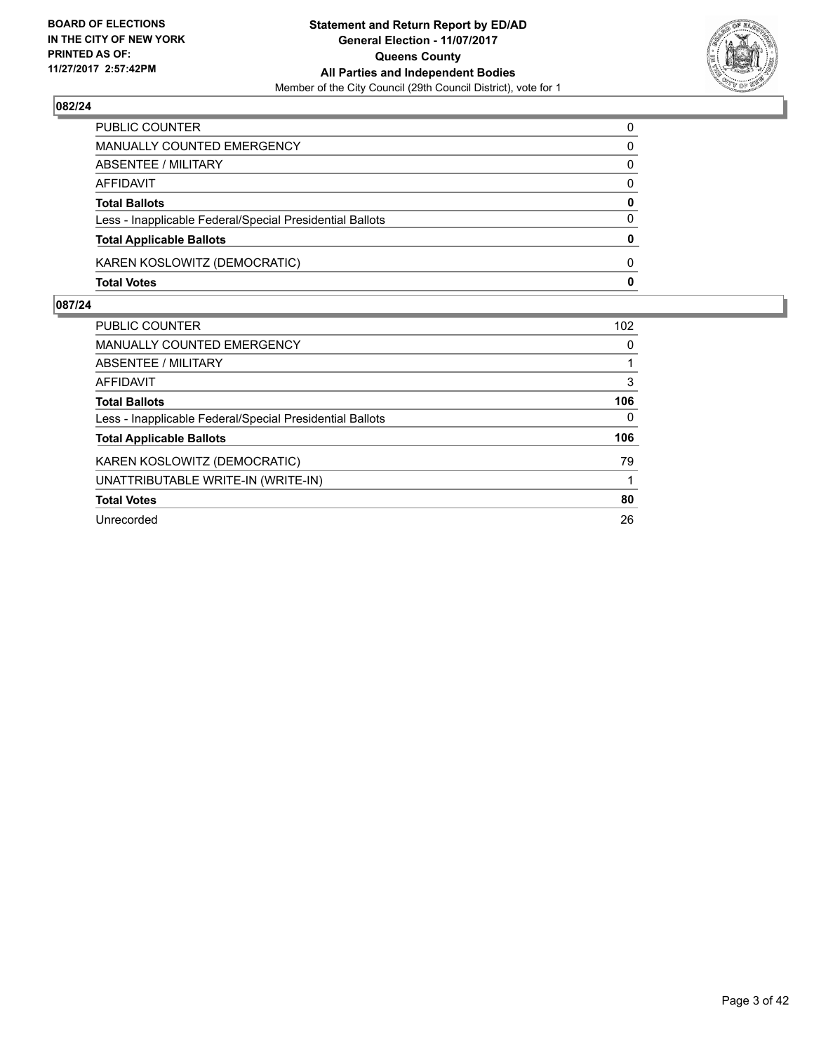## 082/24

| | |
|---|---|
| PUBLIC COUNTER | 0 |
| MANUALLY COUNTED EMERGENCY | 0 |
| ABSENTEE / MILITARY | 0 |
| AFFIDAVIT | 0 |
| **Total Ballots** | **0** |
| Less - Inapplicable Federal/Special Presidential Ballots | 0 |
| **Total Applicable Ballots** | **0** |
| KAREN KOSLOWITZ (DEMOCRATIC) | 0 |
| **Total Votes** | **0** |

## 087/24

| | |
|---|---|
| PUBLIC COUNTER | 102 |
| MANUALLY COUNTED EMERGENCY | 0 |
| ABSENTEE / MILITARY | 1 |
| AFFIDAVIT | 3 |
| **Total Ballots** | **106** |
| Less - Inapplicable Federal/Special Presidential Ballots | 0 |
| **Total Applicable Ballots** | **106** |
| KAREN KOSLOWITZ (DEMOCRATIC) | 79 |
| UNATTRIBUTABLE WRITE-IN (WRITE-IN) | 1 |
| **Total Votes** | **80** |
| Unrecorded | 26 |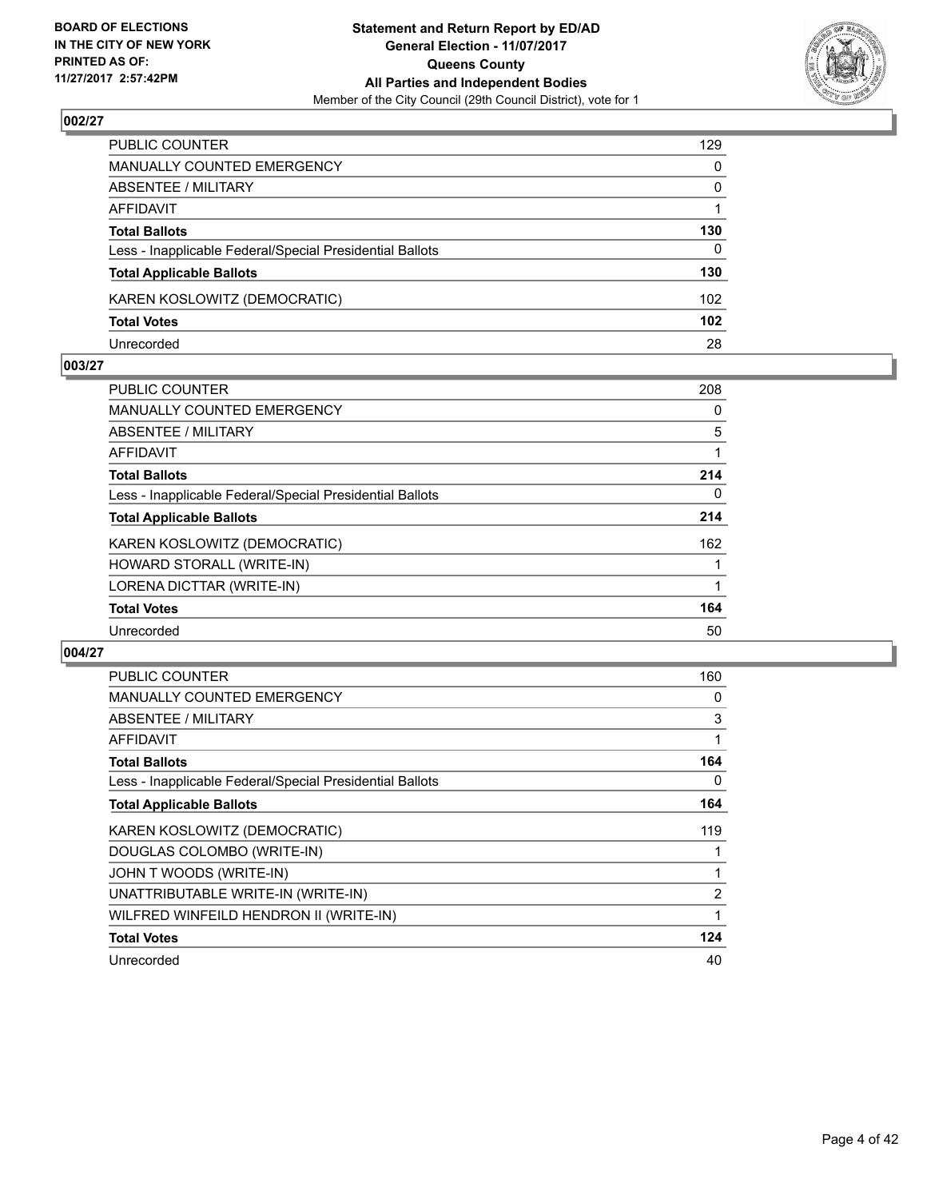BOARD OF ELECTIONS
IN THE CITY OF NEW YORK
PRINTED AS OF:
11/27/2017 2:57:42PM

**Statement and Return Report by ED/AD**
**General Election - 11/07/2017**
**Queens County**
**All Parties and Independent Bodies**
Member of the City Council (29th Council District), vote for 1

## 002/27

| | |
|---|---|
| PUBLIC COUNTER | 129 |
| MANUALLY COUNTED EMERGENCY | 0 |
| ABSENTEE / MILITARY | 0 |
| AFFIDAVIT | 1 |
| **Total Ballots** | **130** |
| Less - Inapplicable Federal/Special Presidential Ballots | 0 |
| **Total Applicable Ballots** | **130** |
| KAREN KOSLOWITZ (DEMOCRATIC) | 102 |
| **Total Votes** | **102** |
| Unrecorded | 28 |

## 003/27

| | |
|---|---|
| PUBLIC COUNTER | 208 |
| MANUALLY COUNTED EMERGENCY | 0 |
| ABSENTEE / MILITARY | 5 |
| AFFIDAVIT | 1 |
| **Total Ballots** | **214** |
| Less - Inapplicable Federal/Special Presidential Ballots | 0 |
| **Total Applicable Ballots** | **214** |
| KAREN KOSLOWITZ (DEMOCRATIC) | 162 |
| HOWARD STORALL (WRITE-IN) | 1 |
| LORENA DICTTAR (WRITE-IN) | 1 |
| **Total Votes** | **164** |
| Unrecorded | 50 |

## 004/27

| | |
|---|---|
| PUBLIC COUNTER | 160 |
| MANUALLY COUNTED EMERGENCY | 0 |
| ABSENTEE / MILITARY | 3 |
| AFFIDAVIT | 1 |
| **Total Ballots** | **164** |
| Less - Inapplicable Federal/Special Presidential Ballots | 0 |
| **Total Applicable Ballots** | **164** |
| KAREN KOSLOWITZ (DEMOCRATIC) | 119 |
| DOUGLAS COLOMBO (WRITE-IN) | 1 |
| JOHN T WOODS (WRITE-IN) | 1 |
| UNATTRIBUTABLE WRITE-IN (WRITE-IN) | 2 |
| WILFRED WINFEILD HENDRON II (WRITE-IN) | 1 |
| **Total Votes** | **124** |
| Unrecorded | 40 |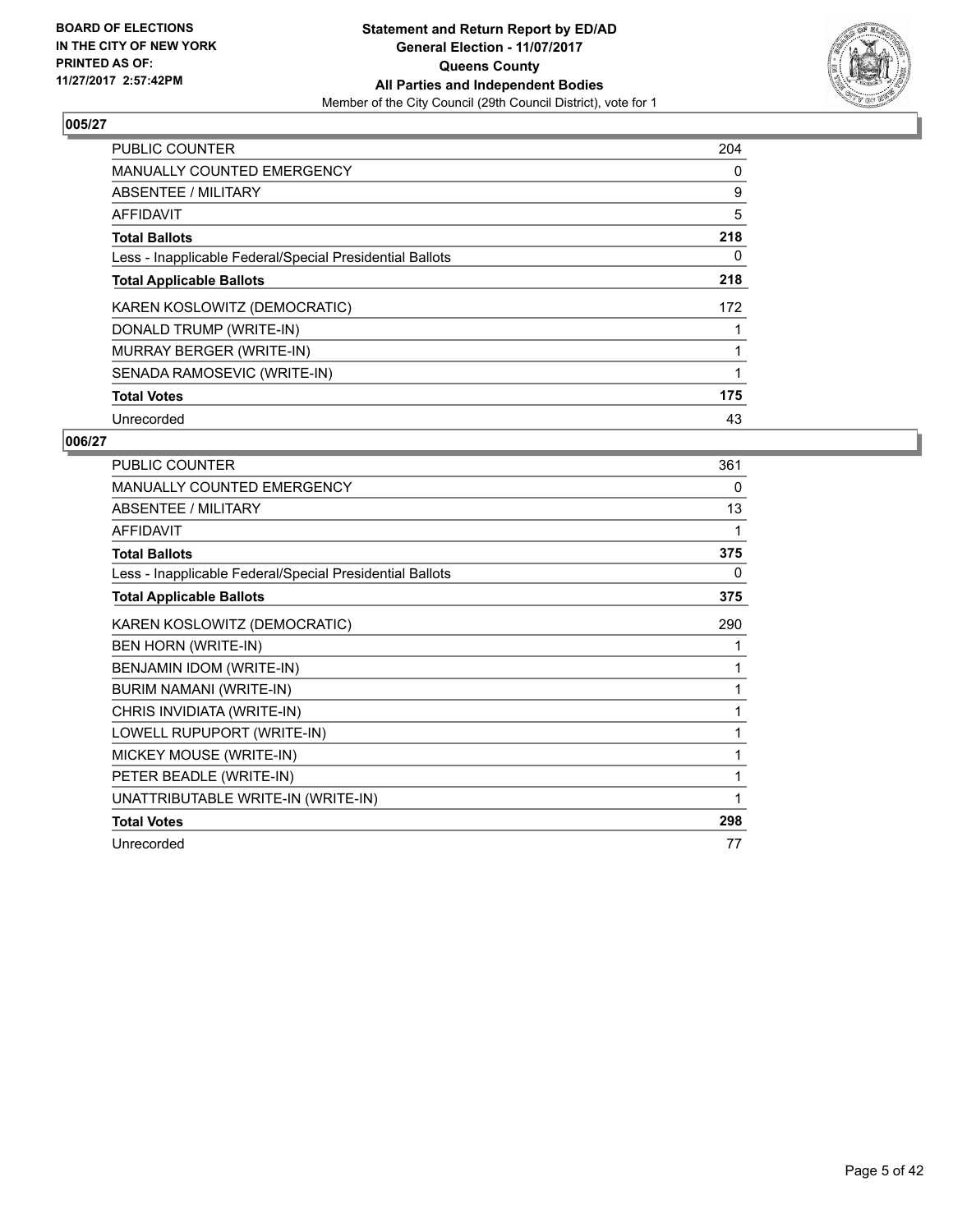**BOARD OF ELECTIONS IN THE CITY OF NEW YORK PRINTED AS OF: 11/27/2017 2:57:42PM**

**Statement and Return Report by ED/AD**
**General Election - 11/07/2017**
**Queens County**
**All Parties and Independent Bodies**
Member of the City Council (29th Council District), vote for 1

### 005/27

| | |
|---|---|
| PUBLIC COUNTER | 204 |
| MANUALLY COUNTED EMERGENCY | 0 |
| ABSENTEE / MILITARY | 9 |
| AFFIDAVIT | 5 |
| **Total Ballots** | **218** |
| Less - Inapplicable Federal/Special Presidential Ballots | 0 |
| **Total Applicable Ballots** | **218** |
| KAREN KOSLOWITZ (DEMOCRATIC) | 172 |
| DONALD TRUMP (WRITE-IN) | 1 |
| MURRAY BERGER (WRITE-IN) | 1 |
| SENADA RAMOSEVIC (WRITE-IN) | 1 |
| **Total Votes** | **175** |
| Unrecorded | 43 |

### 006/27

| | |
|---|---|
| PUBLIC COUNTER | 361 |
| MANUALLY COUNTED EMERGENCY | 0 |
| ABSENTEE / MILITARY | 13 |
| AFFIDAVIT | 1 |
| **Total Ballots** | **375** |
| Less - Inapplicable Federal/Special Presidential Ballots | 0 |
| **Total Applicable Ballots** | **375** |
| KAREN KOSLOWITZ (DEMOCRATIC) | 290 |
| BEN HORN (WRITE-IN) | 1 |
| BENJAMIN IDOM (WRITE-IN) | 1 |
| BURIM NAMANI (WRITE-IN) | 1 |
| CHRIS INVIDIATA (WRITE-IN) | 1 |
| LOWELL RUPUPORT (WRITE-IN) | 1 |
| MICKEY MOUSE (WRITE-IN) | 1 |
| PETER BEADLE (WRITE-IN) | 1 |
| UNATTRIBUTABLE WRITE-IN (WRITE-IN) | 1 |
| **Total Votes** | **298** |
| Unrecorded | 77 |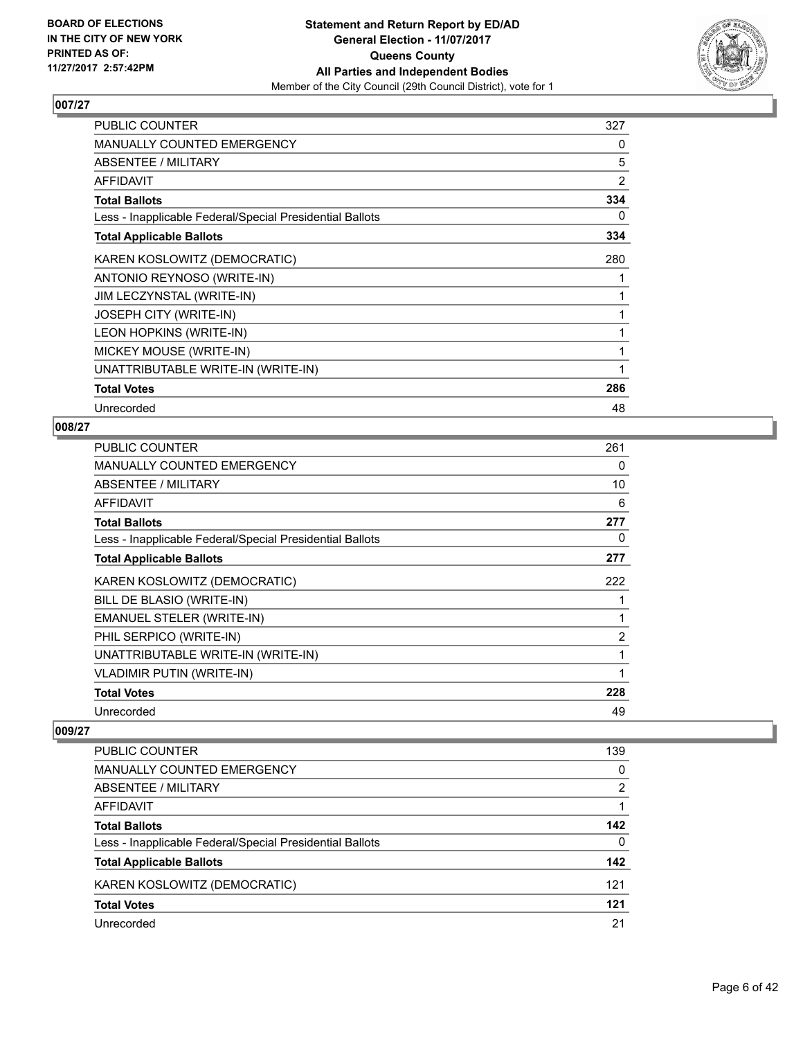**BOARD OF ELECTIONS IN THE CITY OF NEW YORK PRINTED AS OF: 11/27/2017 2:57:42PM**

**Statement and Return Report by ED/AD**
**General Election - 11/07/2017**
**Queens County**
**All Parties and Independent Bodies**
Member of the City Council (29th Council District), vote for 1

## 007/27

| | |
|---|---|
| PUBLIC COUNTER | 327 |
| MANUALLY COUNTED EMERGENCY | 0 |
| ABSENTEE / MILITARY | 5 |
| AFFIDAVIT | 2 |
| **Total Ballots** | **334** |
| Less - Inapplicable Federal/Special Presidential Ballots | 0 |
| **Total Applicable Ballots** | **334** |
| KAREN KOSLOWITZ (DEMOCRATIC) | 280 |
| ANTONIO REYNOSO (WRITE-IN) | 1 |
| JIM LECZYNSTAL (WRITE-IN) | 1 |
| JOSEPH CITY (WRITE-IN) | 1 |
| LEON HOPKINS (WRITE-IN) | 1 |
| MICKEY MOUSE (WRITE-IN) | 1 |
| UNATTRIBUTABLE WRITE-IN (WRITE-IN) | 1 |
| **Total Votes** | **286** |
| Unrecorded | 48 |

## 008/27

| | |
|---|---|
| PUBLIC COUNTER | 261 |
| MANUALLY COUNTED EMERGENCY | 0 |
| ABSENTEE / MILITARY | 10 |
| AFFIDAVIT | 6 |
| **Total Ballots** | **277** |
| Less - Inapplicable Federal/Special Presidential Ballots | 0 |
| **Total Applicable Ballots** | **277** |
| KAREN KOSLOWITZ (DEMOCRATIC) | 222 |
| BILL DE BLASIO (WRITE-IN) | 1 |
| EMANUEL STELER (WRITE-IN) | 1 |
| PHIL SERPICO (WRITE-IN) | 2 |
| UNATTRIBUTABLE WRITE-IN (WRITE-IN) | 1 |
| VLADIMIR PUTIN (WRITE-IN) | 1 |
| **Total Votes** | **228** |
| Unrecorded | 49 |

## 009/27

| | |
|---|---|
| PUBLIC COUNTER | 139 |
| MANUALLY COUNTED EMERGENCY | 0 |
| ABSENTEE / MILITARY | 2 |
| AFFIDAVIT | 1 |
| **Total Ballots** | **142** |
| Less - Inapplicable Federal/Special Presidential Ballots | 0 |
| **Total Applicable Ballots** | **142** |
| KAREN KOSLOWITZ (DEMOCRATIC) | 121 |
| **Total Votes** | **121** |
| Unrecorded | 21 |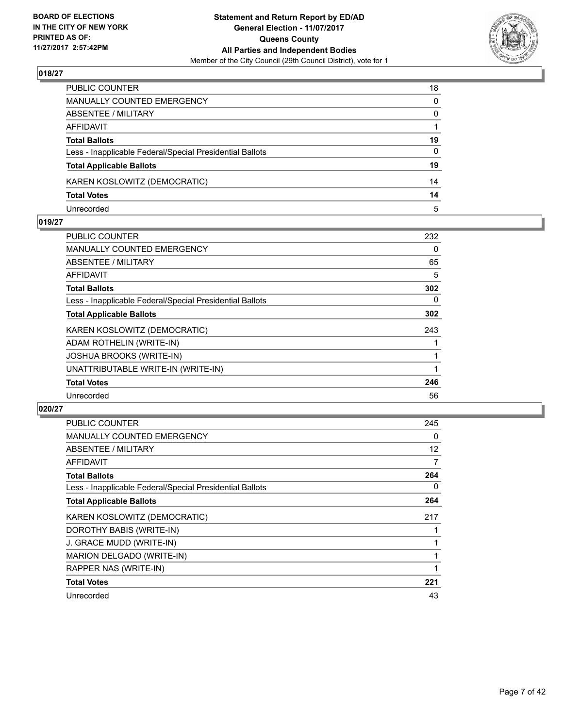**BOARD OF ELECTIONS IN THE CITY OF NEW YORK PRINTED AS OF: 11/27/2017 2:57:42PM**

**Statement and Return Report by ED/AD General Election - 11/07/2017 Queens County All Parties and Independent Bodies**

Member of the City Council (29th Council District), vote for 1

## 018/27

| | |
|---|---|
| PUBLIC COUNTER | 18 |
| MANUALLY COUNTED EMERGENCY | 0 |
| ABSENTEE / MILITARY | 0 |
| AFFIDAVIT | 1 |
| **Total Ballots** | **19** |
| Less - Inapplicable Federal/Special Presidential Ballots | 0 |
| **Total Applicable Ballots** | **19** |
| KAREN KOSLOWITZ (DEMOCRATIC) | 14 |
| **Total Votes** | **14** |
| Unrecorded | 5 |

## 019/27

| | |
|---|---|
| PUBLIC COUNTER | 232 |
| MANUALLY COUNTED EMERGENCY | 0 |
| ABSENTEE / MILITARY | 65 |
| AFFIDAVIT | 5 |
| **Total Ballots** | **302** |
| Less - Inapplicable Federal/Special Presidential Ballots | 0 |
| **Total Applicable Ballots** | **302** |
| KAREN KOSLOWITZ (DEMOCRATIC) | 243 |
| ADAM ROTHELIN (WRITE-IN) | 1 |
| JOSHUA BROOKS (WRITE-IN) | 1 |
| UNATTRIBUTABLE WRITE-IN (WRITE-IN) | 1 |
| **Total Votes** | **246** |
| Unrecorded | 56 |

## 020/27

| | |
|---|---|
| PUBLIC COUNTER | 245 |
| MANUALLY COUNTED EMERGENCY | 0 |
| ABSENTEE / MILITARY | 12 |
| AFFIDAVIT | 7 |
| **Total Ballots** | **264** |
| Less - Inapplicable Federal/Special Presidential Ballots | 0 |
| **Total Applicable Ballots** | **264** |
| KAREN KOSLOWITZ (DEMOCRATIC) | 217 |
| DOROTHY BABIS (WRITE-IN) | 1 |
| J. GRACE MUDD (WRITE-IN) | 1 |
| MARION DELGADO (WRITE-IN) | 1 |
| RAPPER NAS (WRITE-IN) | 1 |
| **Total Votes** | **221** |
| Unrecorded | 43 |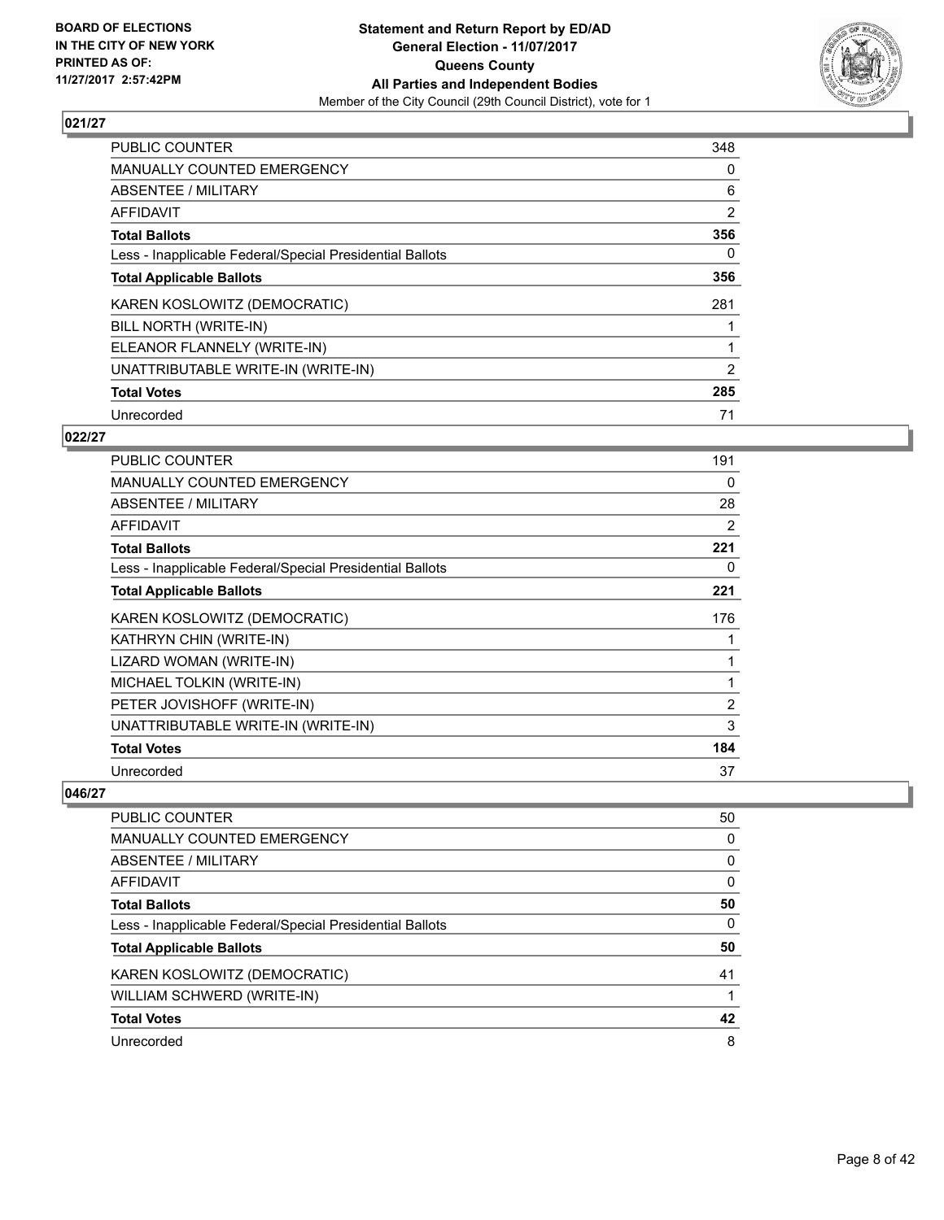**BOARD OF ELECTIONS IN THE CITY OF NEW YORK PRINTED AS OF: 11/27/2017 2:57:42PM**

**Statement and Return Report by ED/AD General Election - 11/07/2017 Queens County All Parties and Independent Bodies**
Member of the City Council (29th Council District), vote for 1

## 021/27

| | |
|---|---|
| PUBLIC COUNTER | 348 |
| MANUALLY COUNTED EMERGENCY | 0 |
| ABSENTEE / MILITARY | 6 |
| AFFIDAVIT | 2 |
| **Total Ballots** | **356** |
| Less - Inapplicable Federal/Special Presidential Ballots | 0 |
| **Total Applicable Ballots** | **356** |
| KAREN KOSLOWITZ (DEMOCRATIC) | 281 |
| BILL NORTH (WRITE-IN) | 1 |
| ELEANOR FLANNELY (WRITE-IN) | 1 |
| UNATTRIBUTABLE WRITE-IN (WRITE-IN) | 2 |
| **Total Votes** | **285** |
| Unrecorded | 71 |

## 022/27

| | |
|---|---|
| PUBLIC COUNTER | 191 |
| MANUALLY COUNTED EMERGENCY | 0 |
| ABSENTEE / MILITARY | 28 |
| AFFIDAVIT | 2 |
| **Total Ballots** | **221** |
| Less - Inapplicable Federal/Special Presidential Ballots | 0 |
| **Total Applicable Ballots** | **221** |
| KAREN KOSLOWITZ (DEMOCRATIC) | 176 |
| KATHRYN CHIN (WRITE-IN) | 1 |
| LIZARD WOMAN (WRITE-IN) | 1 |
| MICHAEL TOLKIN (WRITE-IN) | 1 |
| PETER JOVISHOFF (WRITE-IN) | 2 |
| UNATTRIBUTABLE WRITE-IN (WRITE-IN) | 3 |
| **Total Votes** | **184** |
| Unrecorded | 37 |

## 046/27

| | |
|---|---|
| PUBLIC COUNTER | 50 |
| MANUALLY COUNTED EMERGENCY | 0 |
| ABSENTEE / MILITARY | 0 |
| AFFIDAVIT | 0 |
| **Total Ballots** | **50** |
| Less - Inapplicable Federal/Special Presidential Ballots | 0 |
| **Total Applicable Ballots** | **50** |
| KAREN KOSLOWITZ (DEMOCRATIC) | 41 |
| WILLIAM SCHWERD (WRITE-IN) | 1 |
| **Total Votes** | **42** |
| Unrecorded | 8 |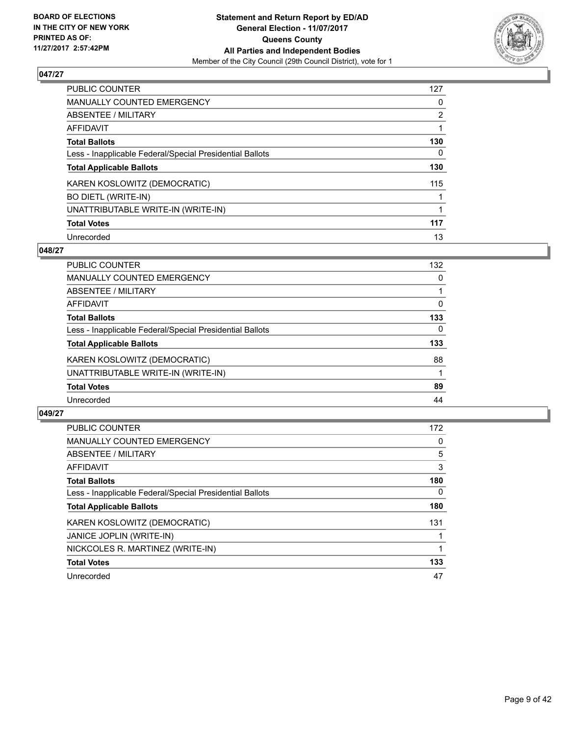**BOARD OF ELECTIONS IN THE CITY OF NEW YORK PRINTED AS OF: 11/27/2017 2:57:42PM**

**Statement and Return Report by ED/AD General Election - 11/07/2017 Queens County All Parties and Independent Bodies**

Member of the City Council (29th Council District), vote for 1

## 047/27

| | |
|---|---|
| PUBLIC COUNTER | 127 |
| MANUALLY COUNTED EMERGENCY | 0 |
| ABSENTEE / MILITARY | 2 |
| AFFIDAVIT | 1 |
| **Total Ballots** | **130** |
| Less - Inapplicable Federal/Special Presidential Ballots | 0 |
| **Total Applicable Ballots** | **130** |
| KAREN KOSLOWITZ (DEMOCRATIC) | 115 |
| BO DIETL (WRITE-IN) | 1 |
| UNATTRIBUTABLE WRITE-IN (WRITE-IN) | 1 |
| **Total Votes** | **117** |
| Unrecorded | 13 |

## 048/27

| | |
|---|---|
| PUBLIC COUNTER | 132 |
| MANUALLY COUNTED EMERGENCY | 0 |
| ABSENTEE / MILITARY | 1 |
| AFFIDAVIT | 0 |
| **Total Ballots** | **133** |
| Less - Inapplicable Federal/Special Presidential Ballots | 0 |
| **Total Applicable Ballots** | **133** |
| KAREN KOSLOWITZ (DEMOCRATIC) | 88 |
| UNATTRIBUTABLE WRITE-IN (WRITE-IN) | 1 |
| **Total Votes** | **89** |
| Unrecorded | 44 |

## 049/27

| | |
|---|---|
| PUBLIC COUNTER | 172 |
| MANUALLY COUNTED EMERGENCY | 0 |
| ABSENTEE / MILITARY | 5 |
| AFFIDAVIT | 3 |
| **Total Ballots** | **180** |
| Less - Inapplicable Federal/Special Presidential Ballots | 0 |
| **Total Applicable Ballots** | **180** |
| KAREN KOSLOWITZ (DEMOCRATIC) | 131 |
| JANICE JOPLIN (WRITE-IN) | 1 |
| NICKCOLES R. MARTINEZ (WRITE-IN) | 1 |
| **Total Votes** | **133** |
| Unrecorded | 47 |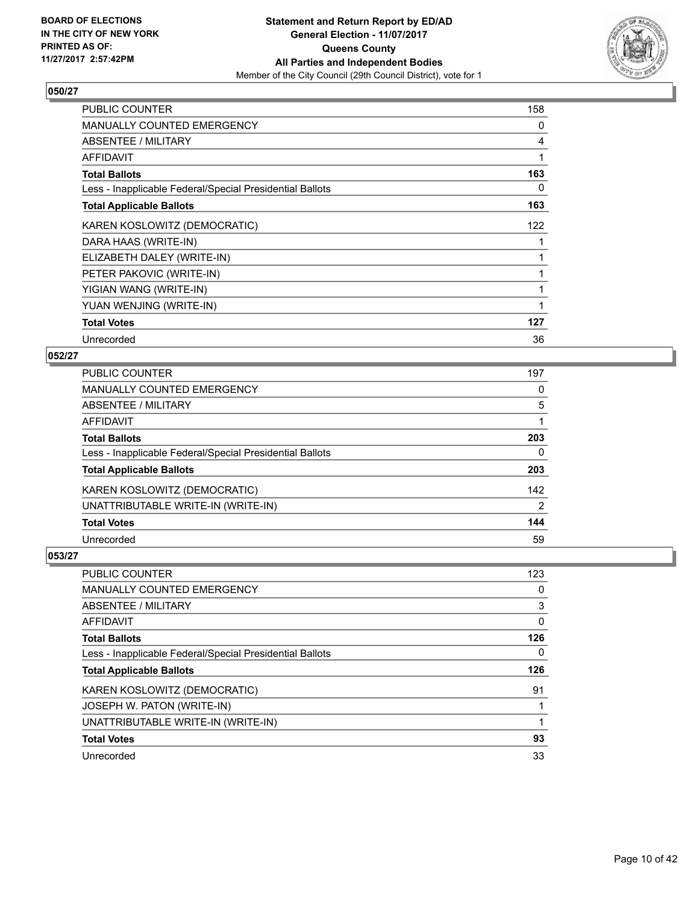**BOARD OF ELECTIONS IN THE CITY OF NEW YORK PRINTED AS OF: 11/27/2017 2:57:42PM**

**Statement and Return Report by ED/AD General Election - 11/07/2017 Queens County All Parties and Independent Bodies**

Member of the City Council (29th Council District), vote for 1

## 050/27

| | |
|---|---|
| PUBLIC COUNTER | 158 |
| MANUALLY COUNTED EMERGENCY | 0 |
| ABSENTEE / MILITARY | 4 |
| AFFIDAVIT | 1 |
| **Total Ballots** | **163** |
| Less - Inapplicable Federal/Special Presidential Ballots | 0 |
| **Total Applicable Ballots** | **163** |
| KAREN KOSLOWITZ (DEMOCRATIC) | 122 |
| DARA HAAS (WRITE-IN) | 1 |
| ELIZABETH DALEY (WRITE-IN) | 1 |
| PETER PAKOVIC (WRITE-IN) | 1 |
| YIGIAN WANG (WRITE-IN) | 1 |
| YUAN WENJING (WRITE-IN) | 1 |
| **Total Votes** | **127** |
| Unrecorded | 36 |

## 052/27

| | |
|---|---|
| PUBLIC COUNTER | 197 |
| MANUALLY COUNTED EMERGENCY | 0 |
| ABSENTEE / MILITARY | 5 |
| AFFIDAVIT | 1 |
| **Total Ballots** | **203** |
| Less - Inapplicable Federal/Special Presidential Ballots | 0 |
| **Total Applicable Ballots** | **203** |
| KAREN KOSLOWITZ (DEMOCRATIC) | 142 |
| UNATTRIBUTABLE WRITE-IN (WRITE-IN) | 2 |
| **Total Votes** | **144** |
| Unrecorded | 59 |

## 053/27

| | |
|---|---|
| PUBLIC COUNTER | 123 |
| MANUALLY COUNTED EMERGENCY | 0 |
| ABSENTEE / MILITARY | 3 |
| AFFIDAVIT | 0 |
| **Total Ballots** | **126** |
| Less - Inapplicable Federal/Special Presidential Ballots | 0 |
| **Total Applicable Ballots** | **126** |
| KAREN KOSLOWITZ (DEMOCRATIC) | 91 |
| JOSEPH W. PATON (WRITE-IN) | 1 |
| UNATTRIBUTABLE WRITE-IN (WRITE-IN) | 1 |
| **Total Votes** | **93** |
| Unrecorded | 33 |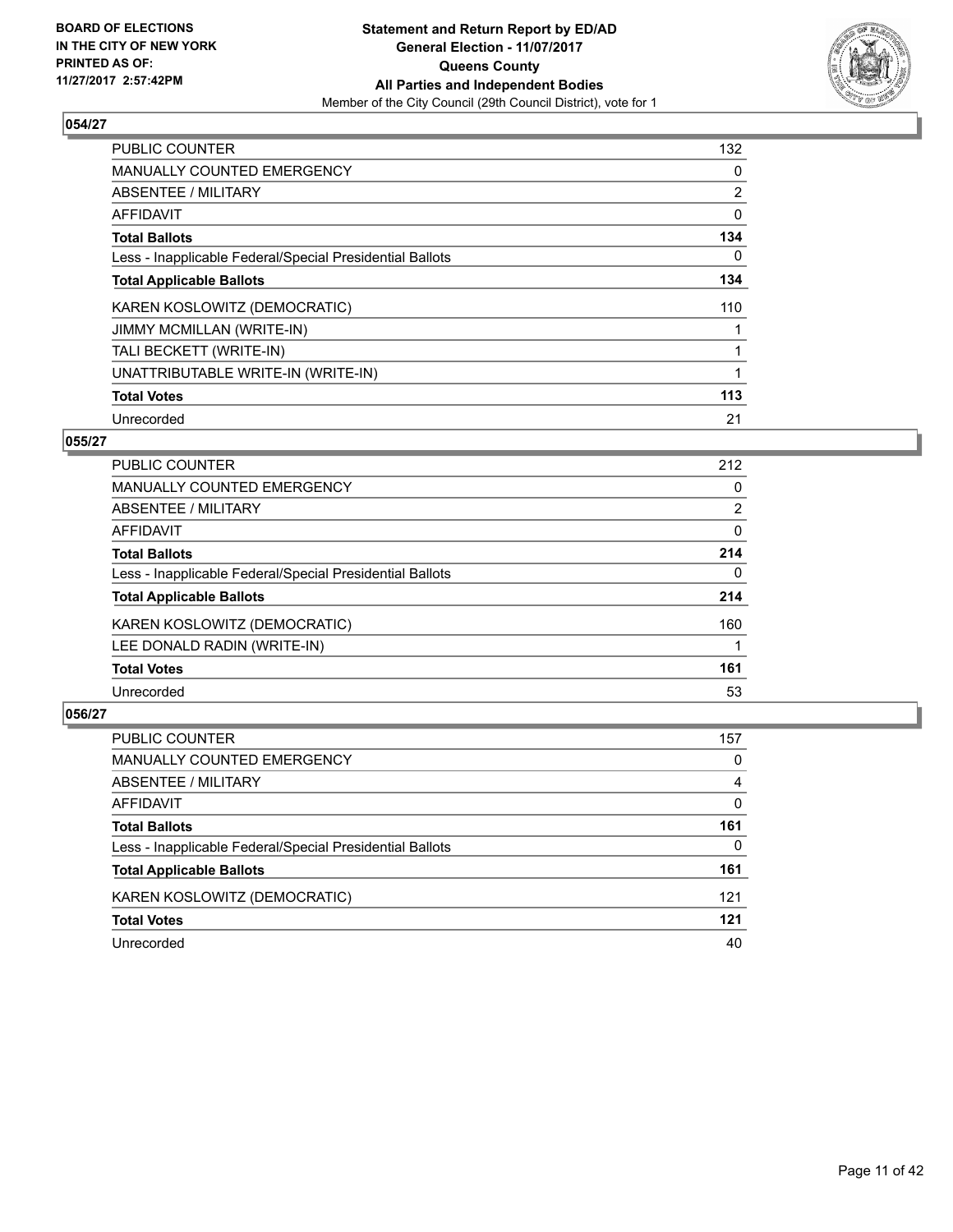BOARD OF ELECTIONS
IN THE CITY OF NEW YORK
PRINTED AS OF:
11/27/2017 2:57:42PM

**Statement and Return Report by ED/AD**
**General Election - 11/07/2017**
**Queens County**
**All Parties and Independent Bodies**
Member of the City Council (29th Council District), vote for 1

## 054/27

| | |
|---|---|
| PUBLIC COUNTER | 132 |
| MANUALLY COUNTED EMERGENCY | 0 |
| ABSENTEE / MILITARY | 2 |
| AFFIDAVIT | 0 |
| **Total Ballots** | **134** |
| Less - Inapplicable Federal/Special Presidential Ballots | 0 |
| **Total Applicable Ballots** | **134** |
| KAREN KOSLOWITZ (DEMOCRATIC) | 110 |
| JIMMY MCMILLAN (WRITE-IN) | 1 |
| TALI BECKETT (WRITE-IN) | 1 |
| UNATTRIBUTABLE WRITE-IN (WRITE-IN) | 1 |
| **Total Votes** | **113** |
| Unrecorded | 21 |

## 055/27

| | |
|---|---|
| PUBLIC COUNTER | 212 |
| MANUALLY COUNTED EMERGENCY | 0 |
| ABSENTEE / MILITARY | 2 |
| AFFIDAVIT | 0 |
| **Total Ballots** | **214** |
| Less - Inapplicable Federal/Special Presidential Ballots | 0 |
| **Total Applicable Ballots** | **214** |
| KAREN KOSLOWITZ (DEMOCRATIC) | 160 |
| LEE DONALD RADIN (WRITE-IN) | 1 |
| **Total Votes** | **161** |
| Unrecorded | 53 |

## 056/27

| | |
|---|---|
| PUBLIC COUNTER | 157 |
| MANUALLY COUNTED EMERGENCY | 0 |
| ABSENTEE / MILITARY | 4 |
| AFFIDAVIT | 0 |
| **Total Ballots** | **161** |
| Less - Inapplicable Federal/Special Presidential Ballots | 0 |
| **Total Applicable Ballots** | **161** |
| KAREN KOSLOWITZ (DEMOCRATIC) | 121 |
| **Total Votes** | **121** |
| Unrecorded | 40 |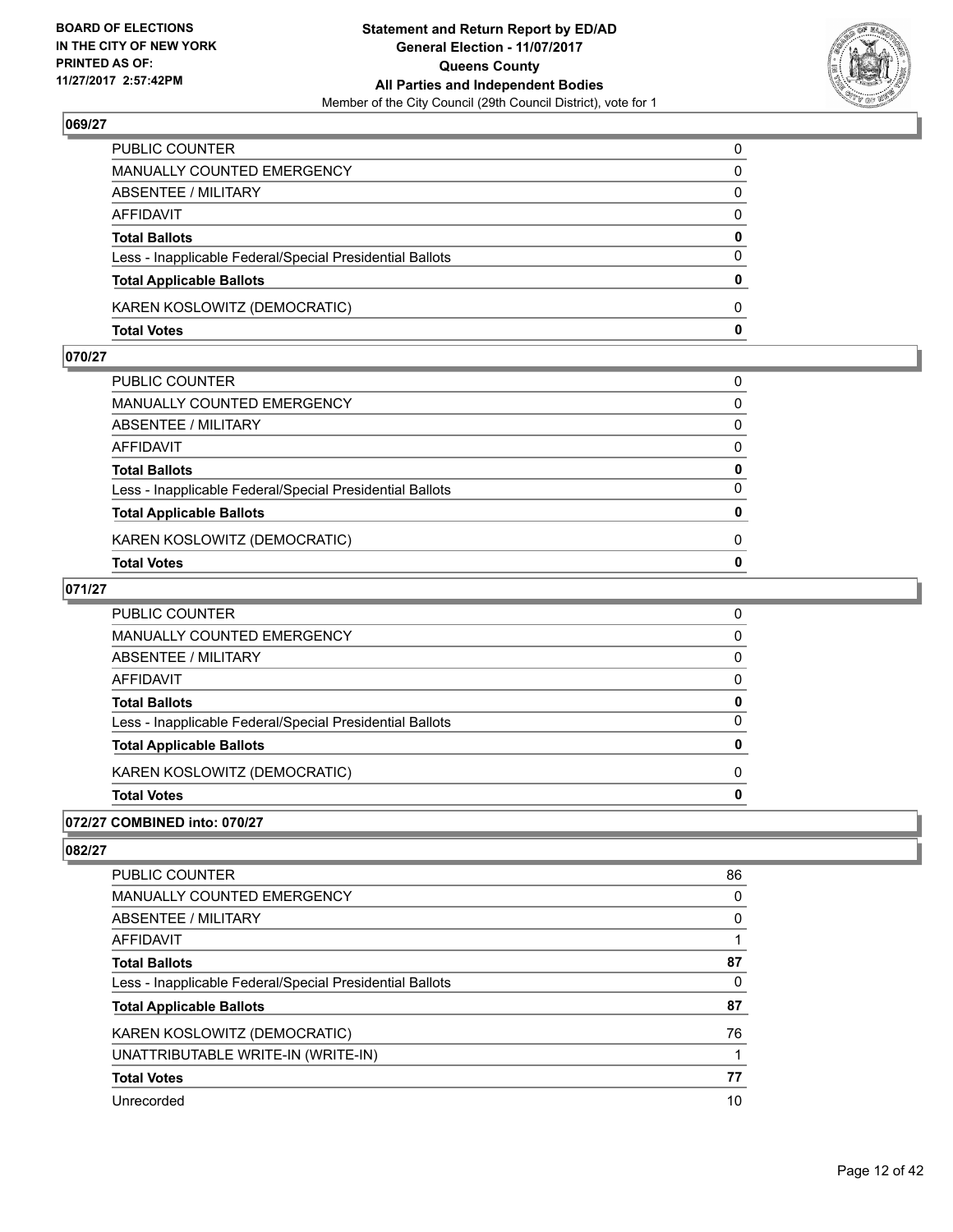## 069/27

| | |
|---|---|
| PUBLIC COUNTER | 0 |
| MANUALLY COUNTED EMERGENCY | 0 |
| ABSENTEE / MILITARY | 0 |
| AFFIDAVIT | 0 |
| **Total Ballots** | **0** |
| Less - Inapplicable Federal/Special Presidential Ballots | 0 |
| **Total Applicable Ballots** | **0** |
| KAREN KOSLOWITZ (DEMOCRATIC) | 0 |
| **Total Votes** | **0** |

## 070/27

| | |
|---|---|
| PUBLIC COUNTER | 0 |
| MANUALLY COUNTED EMERGENCY | 0 |
| ABSENTEE / MILITARY | 0 |
| AFFIDAVIT | 0 |
| **Total Ballots** | **0** |
| Less - Inapplicable Federal/Special Presidential Ballots | 0 |
| **Total Applicable Ballots** | **0** |
| KAREN KOSLOWITZ (DEMOCRATIC) | 0 |
| **Total Votes** | **0** |

## 071/27

| | |
|---|---|
| PUBLIC COUNTER | 0 |
| MANUALLY COUNTED EMERGENCY | 0 |
| ABSENTEE / MILITARY | 0 |
| AFFIDAVIT | 0 |
| **Total Ballots** | **0** |
| Less - Inapplicable Federal/Special Presidential Ballots | 0 |
| **Total Applicable Ballots** | **0** |
| KAREN KOSLOWITZ (DEMOCRATIC) | 0 |
| **Total Votes** | **0** |

## 072/27 COMBINED into: 070/27

## 082/27

| | |
|---|---|
| PUBLIC COUNTER | 86 |
| MANUALLY COUNTED EMERGENCY | 0 |
| ABSENTEE / MILITARY | 0 |
| AFFIDAVIT | 1 |
| **Total Ballots** | **87** |
| Less - Inapplicable Federal/Special Presidential Ballots | 0 |
| **Total Applicable Ballots** | **87** |
| KAREN KOSLOWITZ (DEMOCRATIC) | 76 |
| UNATTRIBUTABLE WRITE-IN (WRITE-IN) | 1 |
| **Total Votes** | **77** |
| Unrecorded | 10 |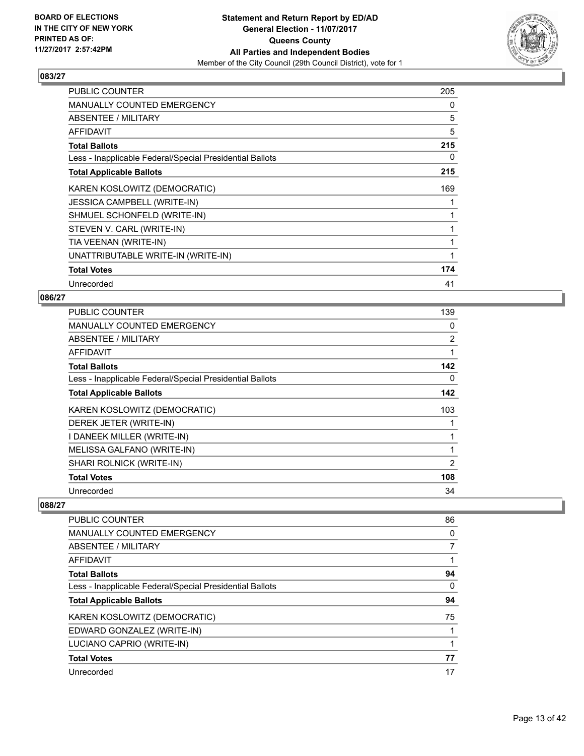## 083/27

| | |
|---|---|
| PUBLIC COUNTER | 205 |
| MANUALLY COUNTED EMERGENCY | 0 |
| ABSENTEE / MILITARY | 5 |
| AFFIDAVIT | 5 |
| **Total Ballots** | **215** |
| Less - Inapplicable Federal/Special Presidential Ballots | 0 |
| **Total Applicable Ballots** | **215** |
| KAREN KOSLOWITZ (DEMOCRATIC) | 169 |
| JESSICA CAMPBELL (WRITE-IN) | 1 |
| SHMUEL SCHONFELD (WRITE-IN) | 1 |
| STEVEN V. CARL (WRITE-IN) | 1 |
| TIA VEENAN (WRITE-IN) | 1 |
| UNATTRIBUTABLE WRITE-IN (WRITE-IN) | 1 |
| **Total Votes** | **174** |
| Unrecorded | 41 |

## 086/27

| | |
|---|---|
| PUBLIC COUNTER | 139 |
| MANUALLY COUNTED EMERGENCY | 0 |
| ABSENTEE / MILITARY | 2 |
| AFFIDAVIT | 1 |
| **Total Ballots** | **142** |
| Less - Inapplicable Federal/Special Presidential Ballots | 0 |
| **Total Applicable Ballots** | **142** |
| KAREN KOSLOWITZ (DEMOCRATIC) | 103 |
| DEREK JETER (WRITE-IN) | 1 |
| I DANEEK MILLER (WRITE-IN) | 1 |
| MELISSA GALFANO (WRITE-IN) | 1 |
| SHARI ROLNICK (WRITE-IN) | 2 |
| **Total Votes** | **108** |
| Unrecorded | 34 |

## 088/27

| | |
|---|---|
| PUBLIC COUNTER | 86 |
| MANUALLY COUNTED EMERGENCY | 0 |
| ABSENTEE / MILITARY | 7 |
| AFFIDAVIT | 1 |
| **Total Ballots** | **94** |
| Less - Inapplicable Federal/Special Presidential Ballots | 0 |
| **Total Applicable Ballots** | **94** |
| KAREN KOSLOWITZ (DEMOCRATIC) | 75 |
| EDWARD GONZALEZ (WRITE-IN) | 1 |
| LUCIANO CAPRIO (WRITE-IN) | 1 |
| **Total Votes** | **77** |
| Unrecorded | 17 |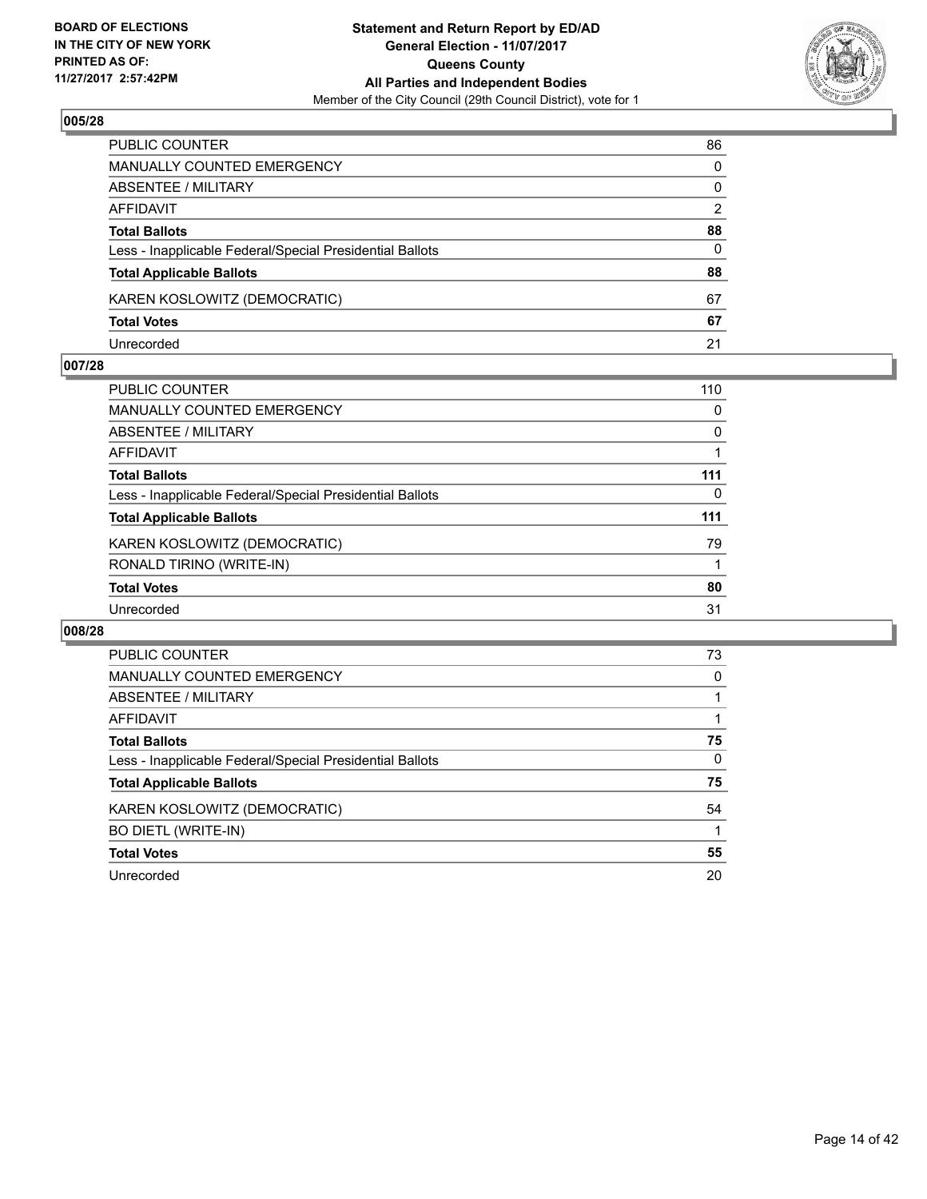**BOARD OF ELECTIONS IN THE CITY OF NEW YORK PRINTED AS OF: 11/27/2017 2:57:42PM**

**Statement and Return Report by ED/AD General Election - 11/07/2017 Queens County All Parties and Independent Bodies**

Member of the City Council (29th Council District), vote for 1

## 005/28

| | |
|---|---|
| PUBLIC COUNTER | 86 |
| MANUALLY COUNTED EMERGENCY | 0 |
| ABSENTEE / MILITARY | 0 |
| AFFIDAVIT | 2 |
| **Total Ballots** | **88** |
| Less - Inapplicable Federal/Special Presidential Ballots | 0 |
| **Total Applicable Ballots** | **88** |
| KAREN KOSLOWITZ (DEMOCRATIC) | 67 |
| **Total Votes** | **67** |
| Unrecorded | 21 |

## 007/28

| | |
|---|---|
| PUBLIC COUNTER | 110 |
| MANUALLY COUNTED EMERGENCY | 0 |
| ABSENTEE / MILITARY | 0 |
| AFFIDAVIT | 1 |
| **Total Ballots** | **111** |
| Less - Inapplicable Federal/Special Presidential Ballots | 0 |
| **Total Applicable Ballots** | **111** |
| KAREN KOSLOWITZ (DEMOCRATIC) | 79 |
| RONALD TIRINO (WRITE-IN) | 1 |
| **Total Votes** | **80** |
| Unrecorded | 31 |

## 008/28

| | |
|---|---|
| PUBLIC COUNTER | 73 |
| MANUALLY COUNTED EMERGENCY | 0 |
| ABSENTEE / MILITARY | 1 |
| AFFIDAVIT | 1 |
| **Total Ballots** | **75** |
| Less - Inapplicable Federal/Special Presidential Ballots | 0 |
| **Total Applicable Ballots** | **75** |
| KAREN KOSLOWITZ (DEMOCRATIC) | 54 |
| BO DIETL (WRITE-IN) | 1 |
| **Total Votes** | **55** |
| Unrecorded | 20 |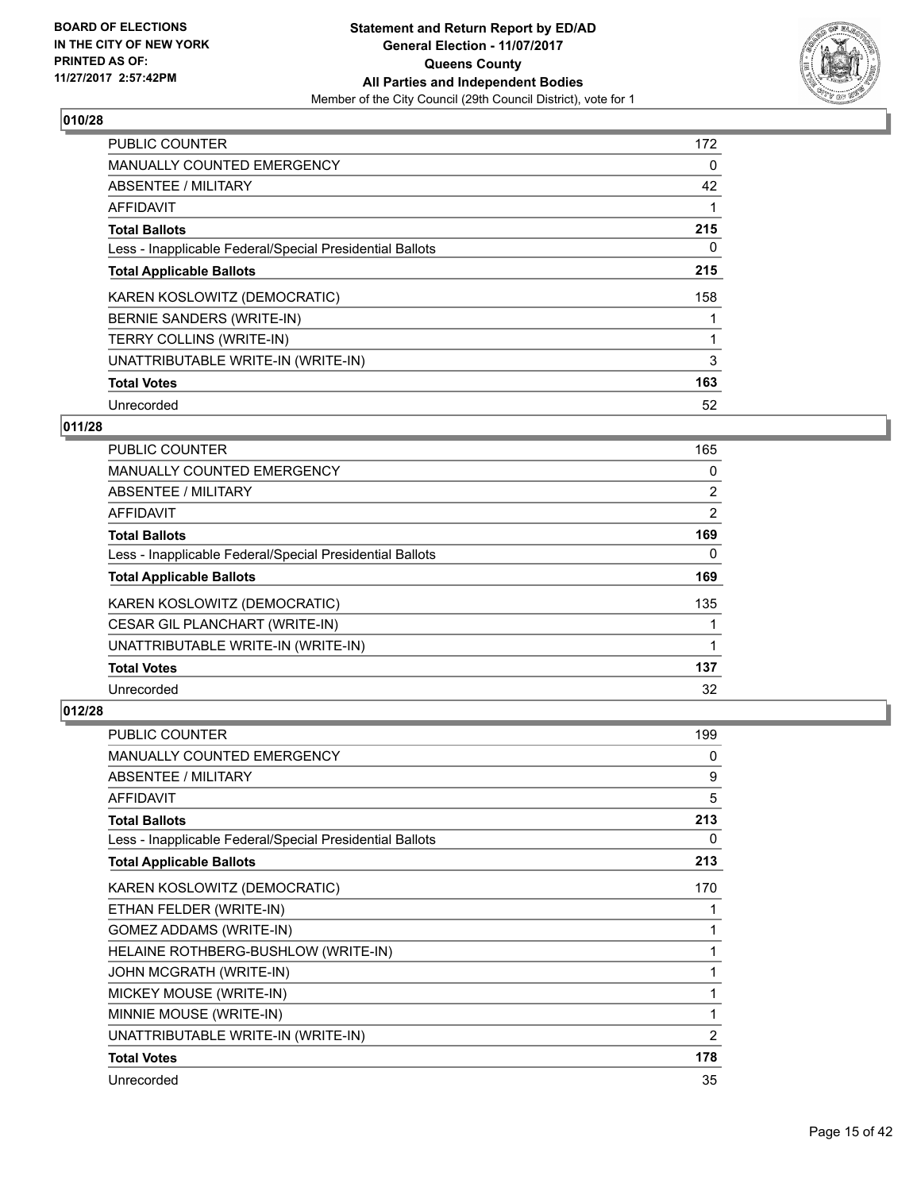### 010/28

| | |
|---|---|
| PUBLIC COUNTER | 172 |
| MANUALLY COUNTED EMERGENCY | 0 |
| ABSENTEE / MILITARY | 42 |
| AFFIDAVIT | 1 |
| **Total Ballots** | **215** |
| Less - Inapplicable Federal/Special Presidential Ballots | 0 |
| **Total Applicable Ballots** | **215** |
| KAREN KOSLOWITZ (DEMOCRATIC) | 158 |
| BERNIE SANDERS (WRITE-IN) | 1 |
| TERRY COLLINS (WRITE-IN) | 1 |
| UNATTRIBUTABLE WRITE-IN (WRITE-IN) | 3 |
| **Total Votes** | **163** |
| Unrecorded | 52 |

### 011/28

| | |
|---|---|
| PUBLIC COUNTER | 165 |
| MANUALLY COUNTED EMERGENCY | 0 |
| ABSENTEE / MILITARY | 2 |
| AFFIDAVIT | 2 |
| **Total Ballots** | **169** |
| Less - Inapplicable Federal/Special Presidential Ballots | 0 |
| **Total Applicable Ballots** | **169** |
| KAREN KOSLOWITZ (DEMOCRATIC) | 135 |
| CESAR GIL PLANCHART (WRITE-IN) | 1 |
| UNATTRIBUTABLE WRITE-IN (WRITE-IN) | 1 |
| **Total Votes** | **137** |
| Unrecorded | 32 |

### 012/28

| | |
|---|---|
| PUBLIC COUNTER | 199 |
| MANUALLY COUNTED EMERGENCY | 0 |
| ABSENTEE / MILITARY | 9 |
| AFFIDAVIT | 5 |
| **Total Ballots** | **213** |
| Less - Inapplicable Federal/Special Presidential Ballots | 0 |
| **Total Applicable Ballots** | **213** |
| KAREN KOSLOWITZ (DEMOCRATIC) | 170 |
| ETHAN FELDER (WRITE-IN) | 1 |
| GOMEZ ADDAMS (WRITE-IN) | 1 |
| HELAINE ROTHBERG-BUSHLOW (WRITE-IN) | 1 |
| JOHN MCGRATH (WRITE-IN) | 1 |
| MICKEY MOUSE (WRITE-IN) | 1 |
| MINNIE MOUSE (WRITE-IN) | 1 |
| UNATTRIBUTABLE WRITE-IN (WRITE-IN) | 2 |
| **Total Votes** | **178** |
| Unrecorded | 35 |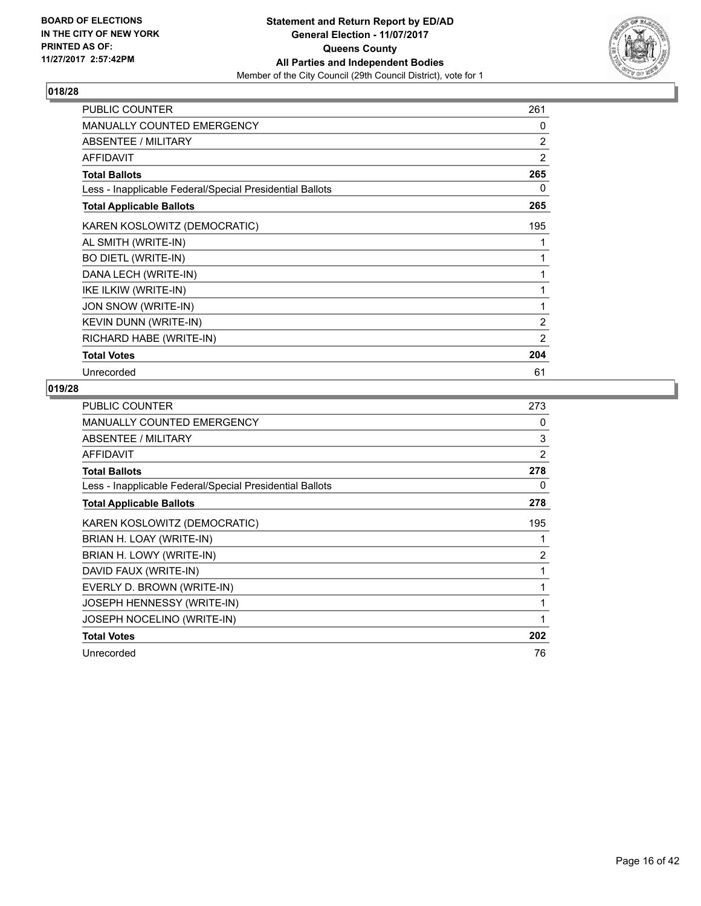**BOARD OF ELECTIONS IN THE CITY OF NEW YORK PRINTED AS OF: 11/27/2017 2:57:42PM**

**Statement and Return Report by ED/AD General Election - 11/07/2017 Queens County All Parties and Independent Bodies**
Member of the City Council (29th Council District), vote for 1

## 018/28

| | |
|---|---|
| PUBLIC COUNTER | 261 |
| MANUALLY COUNTED EMERGENCY | 0 |
| ABSENTEE / MILITARY | 2 |
| AFFIDAVIT | 2 |
| **Total Ballots** | **265** |
| Less - Inapplicable Federal/Special Presidential Ballots | 0 |
| **Total Applicable Ballots** | **265** |
| KAREN KOSLOWITZ (DEMOCRATIC) | 195 |
| AL SMITH (WRITE-IN) | 1 |
| BO DIETL (WRITE-IN) | 1 |
| DANA LECH (WRITE-IN) | 1 |
| IKE ILKIW (WRITE-IN) | 1 |
| JON SNOW (WRITE-IN) | 1 |
| KEVIN DUNN (WRITE-IN) | 2 |
| RICHARD HABE (WRITE-IN) | 2 |
| **Total Votes** | **204** |
| Unrecorded | 61 |

## 019/28

| | |
|---|---|
| PUBLIC COUNTER | 273 |
| MANUALLY COUNTED EMERGENCY | 0 |
| ABSENTEE / MILITARY | 3 |
| AFFIDAVIT | 2 |
| **Total Ballots** | **278** |
| Less - Inapplicable Federal/Special Presidential Ballots | 0 |
| **Total Applicable Ballots** | **278** |
| KAREN KOSLOWITZ (DEMOCRATIC) | 195 |
| BRIAN H. LOAY (WRITE-IN) | 1 |
| BRIAN H. LOWY (WRITE-IN) | 2 |
| DAVID FAUX (WRITE-IN) | 1 |
| EVERLY D. BROWN (WRITE-IN) | 1 |
| JOSEPH HENNESSY (WRITE-IN) | 1 |
| JOSEPH NOCELINO (WRITE-IN) | 1 |
| **Total Votes** | **202** |
| Unrecorded | 76 |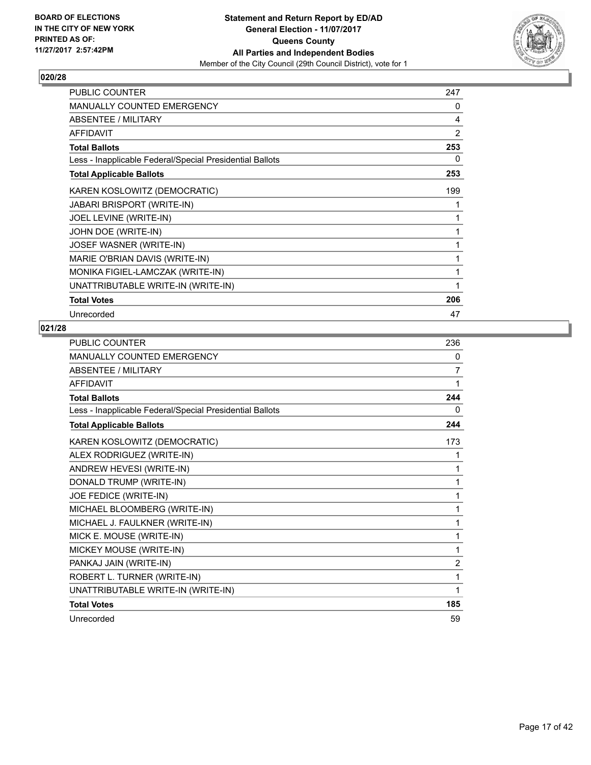BOARD OF ELECTIONS
IN THE CITY OF NEW YORK
PRINTED AS OF:
11/27/2017 2:57:42PM

**Statement and Return Report by ED/AD**
**General Election - 11/07/2017**
**Queens County**
**All Parties and Independent Bodies**
Member of the City Council (29th Council District), vote for 1

## 020/28

| | |
|---|---|
| PUBLIC COUNTER | 247 |
| MANUALLY COUNTED EMERGENCY | 0 |
| ABSENTEE / MILITARY | 4 |
| AFFIDAVIT | 2 |
| **Total Ballots** | **253** |
| Less - Inapplicable Federal/Special Presidential Ballots | 0 |
| **Total Applicable Ballots** | **253** |
| KAREN KOSLOWITZ (DEMOCRATIC) | 199 |
| JABARI BRISPORT (WRITE-IN) | 1 |
| JOEL LEVINE (WRITE-IN) | 1 |
| JOHN DOE (WRITE-IN) | 1 |
| JOSEF WASNER (WRITE-IN) | 1 |
| MARIE O'BRIAN DAVIS (WRITE-IN) | 1 |
| MONIKA FIGIEL-LAMCZAK (WRITE-IN) | 1 |
| UNATTRIBUTABLE WRITE-IN (WRITE-IN) | 1 |
| **Total Votes** | **206** |
| Unrecorded | 47 |

## 021/28

| | |
|---|---|
| PUBLIC COUNTER | 236 |
| MANUALLY COUNTED EMERGENCY | 0 |
| ABSENTEE / MILITARY | 7 |
| AFFIDAVIT | 1 |
| **Total Ballots** | **244** |
| Less - Inapplicable Federal/Special Presidential Ballots | 0 |
| **Total Applicable Ballots** | **244** |
| KAREN KOSLOWITZ (DEMOCRATIC) | 173 |
| ALEX RODRIGUEZ (WRITE-IN) | 1 |
| ANDREW HEVESI (WRITE-IN) | 1 |
| DONALD TRUMP (WRITE-IN) | 1 |
| JOE FEDICE (WRITE-IN) | 1 |
| MICHAEL BLOOMBERG (WRITE-IN) | 1 |
| MICHAEL J. FAULKNER (WRITE-IN) | 1 |
| MICK E. MOUSE (WRITE-IN) | 1 |
| MICKEY MOUSE (WRITE-IN) | 1 |
| PANKAJ JAIN (WRITE-IN) | 2 |
| ROBERT L. TURNER (WRITE-IN) | 1 |
| UNATTRIBUTABLE WRITE-IN (WRITE-IN) | 1 |
| **Total Votes** | **185** |
| Unrecorded | 59 |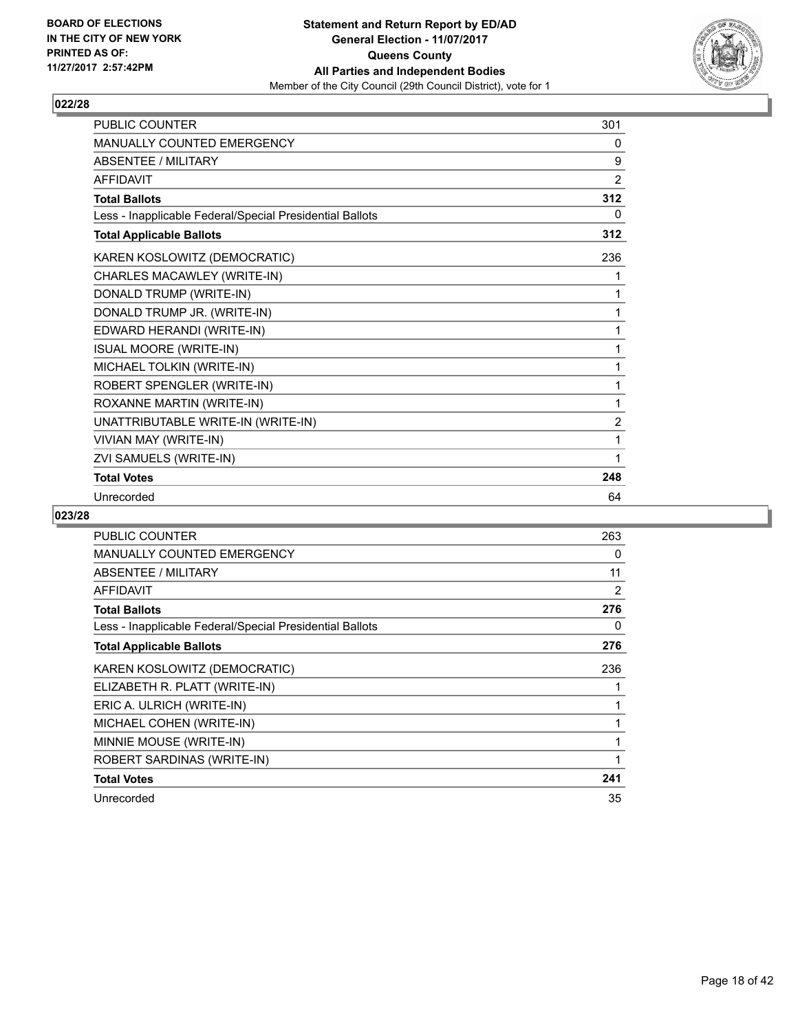**BOARD OF ELECTIONS IN THE CITY OF NEW YORK PRINTED AS OF: 11/27/2017 2:57:42PM**

**Statement and Return Report by ED/AD**
**General Election - 11/07/2017**
**Queens County**
**All Parties and Independent Bodies**
Member of the City Council (29th Council District), vote for 1

**022/28**

| | |
|---|---|
| PUBLIC COUNTER | 301 |
| MANUALLY COUNTED EMERGENCY | 0 |
| ABSENTEE / MILITARY | 9 |
| AFFIDAVIT | 2 |
| **Total Ballots** | **312** |
| Less - Inapplicable Federal/Special Presidential Ballots | 0 |
| **Total Applicable Ballots** | **312** |
| KAREN KOSLOWITZ (DEMOCRATIC) | 236 |
| CHARLES MACAWLEY (WRITE-IN) | 1 |
| DONALD TRUMP (WRITE-IN) | 1 |
| DONALD TRUMP JR. (WRITE-IN) | 1 |
| EDWARD HERANDI (WRITE-IN) | 1 |
| ISUAL MOORE (WRITE-IN) | 1 |
| MICHAEL TOLKIN (WRITE-IN) | 1 |
| ROBERT SPENGLER (WRITE-IN) | 1 |
| ROXANNE MARTIN (WRITE-IN) | 1 |
| UNATTRIBUTABLE WRITE-IN (WRITE-IN) | 2 |
| VIVIAN MAY (WRITE-IN) | 1 |
| ZVI SAMUELS (WRITE-IN) | 1 |
| **Total Votes** | **248** |
| Unrecorded | 64 |

**023/28**

| | |
|---|---|
| PUBLIC COUNTER | 263 |
| MANUALLY COUNTED EMERGENCY | 0 |
| ABSENTEE / MILITARY | 11 |
| AFFIDAVIT | 2 |
| **Total Ballots** | **276** |
| Less - Inapplicable Federal/Special Presidential Ballots | 0 |
| **Total Applicable Ballots** | **276** |
| KAREN KOSLOWITZ (DEMOCRATIC) | 236 |
| ELIZABETH R. PLATT (WRITE-IN) | 1 |
| ERIC A. ULRICH (WRITE-IN) | 1 |
| MICHAEL COHEN (WRITE-IN) | 1 |
| MINNIE MOUSE (WRITE-IN) | 1 |
| ROBERT SARDINAS (WRITE-IN) | 1 |
| **Total Votes** | **241** |
| Unrecorded | 35 |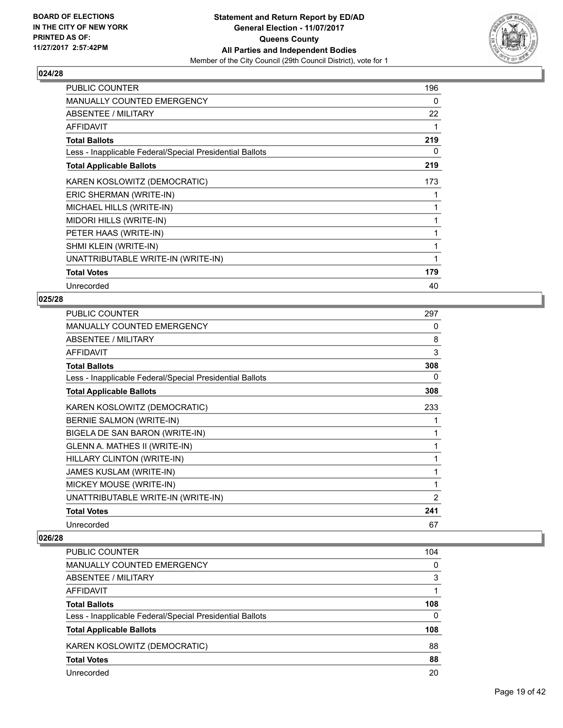**BOARD OF ELECTIONS IN THE CITY OF NEW YORK PRINTED AS OF: 11/27/2017 2:57:42PM**

**Statement and Return Report by ED/AD General Election - 11/07/2017 Queens County All Parties and Independent Bodies**
Member of the City Council (29th Council District), vote for 1

### 024/28

| | |
|---|---|
| PUBLIC COUNTER | 196 |
| MANUALLY COUNTED EMERGENCY | 0 |
| ABSENTEE / MILITARY | 22 |
| AFFIDAVIT | 1 |
| **Total Ballots** | **219** |
| Less - Inapplicable Federal/Special Presidential Ballots | 0 |
| **Total Applicable Ballots** | **219** |
| KAREN KOSLOWITZ (DEMOCRATIC) | 173 |
| ERIC SHERMAN (WRITE-IN) | 1 |
| MICHAEL HILLS (WRITE-IN) | 1 |
| MIDORI HILLS (WRITE-IN) | 1 |
| PETER HAAS (WRITE-IN) | 1 |
| SHMI KLEIN (WRITE-IN) | 1 |
| UNATTRIBUTABLE WRITE-IN (WRITE-IN) | 1 |
| **Total Votes** | **179** |
| Unrecorded | 40 |

### 025/28

| | |
|---|---|
| PUBLIC COUNTER | 297 |
| MANUALLY COUNTED EMERGENCY | 0 |
| ABSENTEE / MILITARY | 8 |
| AFFIDAVIT | 3 |
| **Total Ballots** | **308** |
| Less - Inapplicable Federal/Special Presidential Ballots | 0 |
| **Total Applicable Ballots** | **308** |
| KAREN KOSLOWITZ (DEMOCRATIC) | 233 |
| BERNIE SALMON (WRITE-IN) | 1 |
| BIGELA DE SAN BARON (WRITE-IN) | 1 |
| GLENN A. MATHES II (WRITE-IN) | 1 |
| HILLARY CLINTON (WRITE-IN) | 1 |
| JAMES KUSLAM (WRITE-IN) | 1 |
| MICKEY MOUSE (WRITE-IN) | 1 |
| UNATTRIBUTABLE WRITE-IN (WRITE-IN) | 2 |
| **Total Votes** | **241** |
| Unrecorded | 67 |

### 026/28

| | |
|---|---|
| PUBLIC COUNTER | 104 |
| MANUALLY COUNTED EMERGENCY | 0 |
| ABSENTEE / MILITARY | 3 |
| AFFIDAVIT | 1 |
| **Total Ballots** | **108** |
| Less - Inapplicable Federal/Special Presidential Ballots | 0 |
| **Total Applicable Ballots** | **108** |
| KAREN KOSLOWITZ (DEMOCRATIC) | 88 |
| **Total Votes** | **88** |
| Unrecorded | 20 |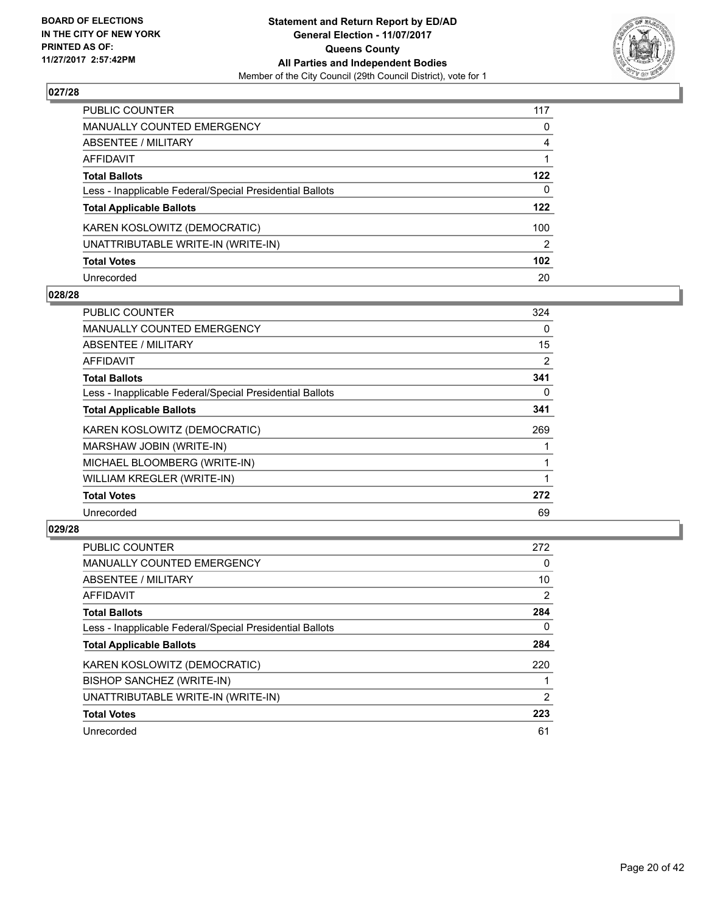**BOARD OF ELECTIONS IN THE CITY OF NEW YORK PRINTED AS OF: 11/27/2017 2:57:42PM**

**Statement and Return Report by ED/AD General Election - 11/07/2017 Queens County All Parties and Independent Bodies**
Member of the City Council (29th Council District), vote for 1

### 027/28

| | |
|---|---|
| PUBLIC COUNTER | 117 |
| MANUALLY COUNTED EMERGENCY | 0 |
| ABSENTEE / MILITARY | 4 |
| AFFIDAVIT | 1 |
| **Total Ballots** | **122** |
| Less - Inapplicable Federal/Special Presidential Ballots | 0 |
| **Total Applicable Ballots** | **122** |
| KAREN KOSLOWITZ (DEMOCRATIC) | 100 |
| UNATTRIBUTABLE WRITE-IN (WRITE-IN) | 2 |
| **Total Votes** | **102** |
| Unrecorded | 20 |

### 028/28

| | |
|---|---|
| PUBLIC COUNTER | 324 |
| MANUALLY COUNTED EMERGENCY | 0 |
| ABSENTEE / MILITARY | 15 |
| AFFIDAVIT | 2 |
| **Total Ballots** | **341** |
| Less - Inapplicable Federal/Special Presidential Ballots | 0 |
| **Total Applicable Ballots** | **341** |
| KAREN KOSLOWITZ (DEMOCRATIC) | 269 |
| MARSHAW JOBIN (WRITE-IN) | 1 |
| MICHAEL BLOOMBERG (WRITE-IN) | 1 |
| WILLIAM KREGLER (WRITE-IN) | 1 |
| **Total Votes** | **272** |
| Unrecorded | 69 |

### 029/28

| | |
|---|---|
| PUBLIC COUNTER | 272 |
| MANUALLY COUNTED EMERGENCY | 0 |
| ABSENTEE / MILITARY | 10 |
| AFFIDAVIT | 2 |
| **Total Ballots** | **284** |
| Less - Inapplicable Federal/Special Presidential Ballots | 0 |
| **Total Applicable Ballots** | **284** |
| KAREN KOSLOWITZ (DEMOCRATIC) | 220 |
| BISHOP SANCHEZ (WRITE-IN) | 1 |
| UNATTRIBUTABLE WRITE-IN (WRITE-IN) | 2 |
| **Total Votes** | **223** |
| Unrecorded | 61 |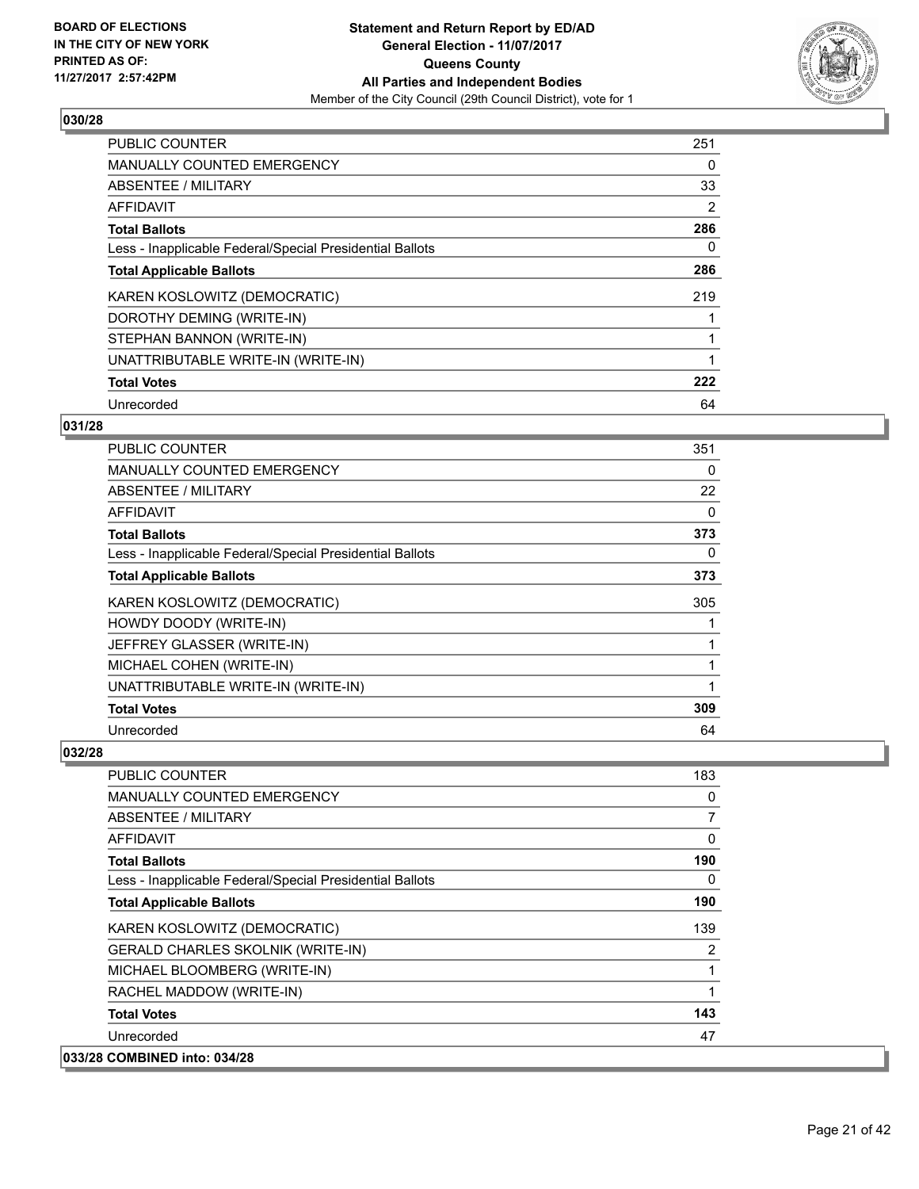## 030/28

| | |
|---|---|
| PUBLIC COUNTER | 251 |
| MANUALLY COUNTED EMERGENCY | 0 |
| ABSENTEE / MILITARY | 33 |
| AFFIDAVIT | 2 |
| **Total Ballots** | **286** |
| Less - Inapplicable Federal/Special Presidential Ballots | 0 |
| **Total Applicable Ballots** | **286** |
| KAREN KOSLOWITZ (DEMOCRATIC) | 219 |
| DOROTHY DEMING (WRITE-IN) | 1 |
| STEPHAN BANNON (WRITE-IN) | 1 |
| UNATTRIBUTABLE WRITE-IN (WRITE-IN) | 1 |
| **Total Votes** | **222** |
| Unrecorded | 64 |

## 031/28

| | |
|---|---|
| PUBLIC COUNTER | 351 |
| MANUALLY COUNTED EMERGENCY | 0 |
| ABSENTEE / MILITARY | 22 |
| AFFIDAVIT | 0 |
| **Total Ballots** | **373** |
| Less - Inapplicable Federal/Special Presidential Ballots | 0 |
| **Total Applicable Ballots** | **373** |
| KAREN KOSLOWITZ (DEMOCRATIC) | 305 |
| HOWDY DOODY (WRITE-IN) | 1 |
| JEFFREY GLASSER (WRITE-IN) | 1 |
| MICHAEL COHEN (WRITE-IN) | 1 |
| UNATTRIBUTABLE WRITE-IN (WRITE-IN) | 1 |
| **Total Votes** | **309** |
| Unrecorded | 64 |

## 032/28

| | |
|---|---|
| PUBLIC COUNTER | 183 |
| MANUALLY COUNTED EMERGENCY | 0 |
| ABSENTEE / MILITARY | 7 |
| AFFIDAVIT | 0 |
| **Total Ballots** | **190** |
| Less - Inapplicable Federal/Special Presidential Ballots | 0 |
| **Total Applicable Ballots** | **190** |
| KAREN KOSLOWITZ (DEMOCRATIC) | 139 |
| GERALD CHARLES SKOLNIK (WRITE-IN) | 2 |
| MICHAEL BLOOMBERG (WRITE-IN) | 1 |
| RACHEL MADDOW (WRITE-IN) | 1 |
| **Total Votes** | **143** |
| Unrecorded | 47 |

## 033/28 COMBINED into: 034/28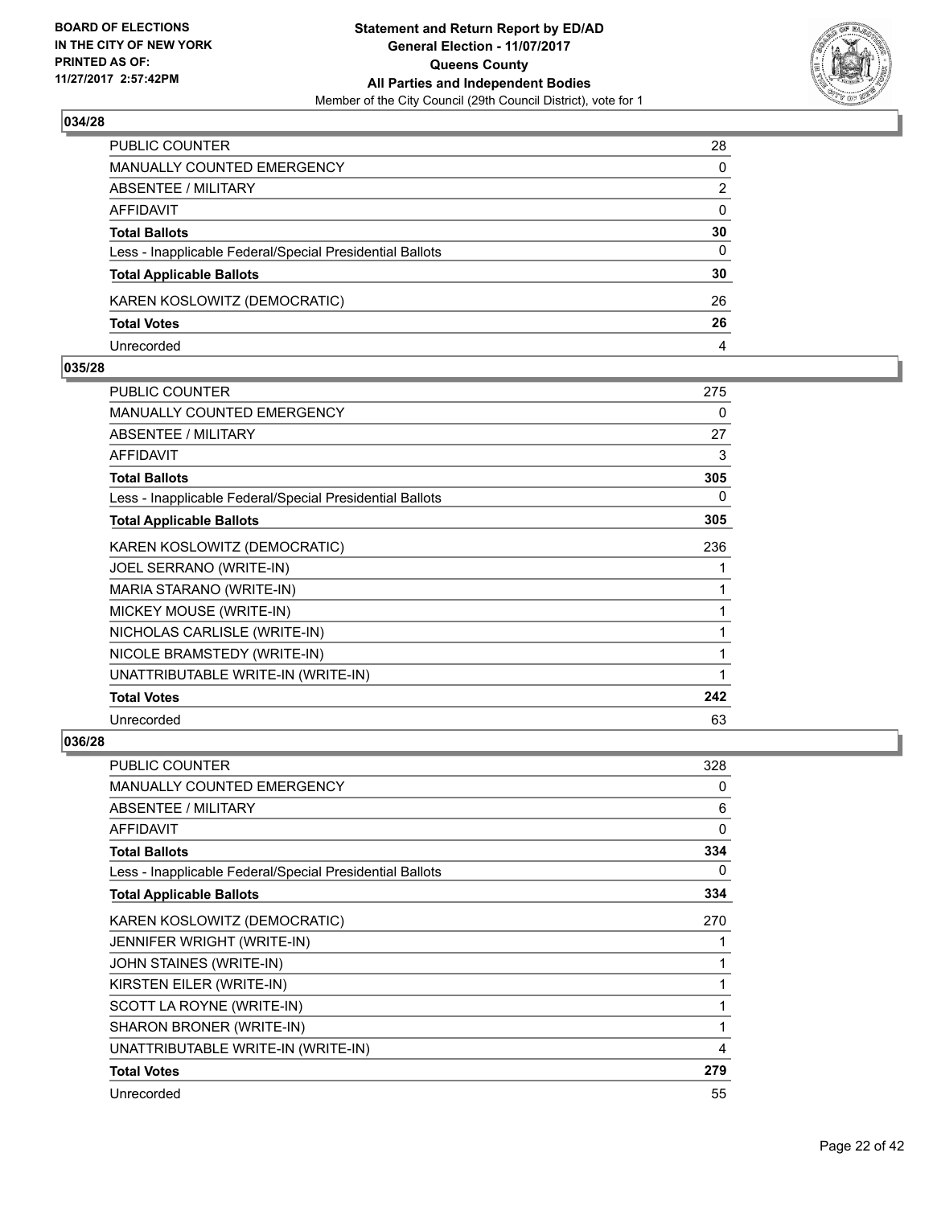**BOARD OF ELECTIONS IN THE CITY OF NEW YORK PRINTED AS OF: 11/27/2017 2:57:42PM**

**Statement and Return Report by ED/AD General Election - 11/07/2017 Queens County All Parties and Independent Bodies**

Member of the City Council (29th Council District), vote for 1

## 034/28

| | |
|---|---|
| PUBLIC COUNTER | 28 |
| MANUALLY COUNTED EMERGENCY | 0 |
| ABSENTEE / MILITARY | 2 |
| AFFIDAVIT | 0 |
| **Total Ballots** | **30** |
| Less - Inapplicable Federal/Special Presidential Ballots | 0 |
| **Total Applicable Ballots** | **30** |
| KAREN KOSLOWITZ (DEMOCRATIC) | 26 |
| **Total Votes** | **26** |
| Unrecorded | 4 |

## 035/28

| | |
|---|---|
| PUBLIC COUNTER | 275 |
| MANUALLY COUNTED EMERGENCY | 0 |
| ABSENTEE / MILITARY | 27 |
| AFFIDAVIT | 3 |
| **Total Ballots** | **305** |
| Less - Inapplicable Federal/Special Presidential Ballots | 0 |
| **Total Applicable Ballots** | **305** |
| KAREN KOSLOWITZ (DEMOCRATIC) | 236 |
| JOEL SERRANO (WRITE-IN) | 1 |
| MARIA STARANO (WRITE-IN) | 1 |
| MICKEY MOUSE (WRITE-IN) | 1 |
| NICHOLAS CARLISLE (WRITE-IN) | 1 |
| NICOLE BRAMSTEDY (WRITE-IN) | 1 |
| UNATTRIBUTABLE WRITE-IN (WRITE-IN) | 1 |
| **Total Votes** | **242** |
| Unrecorded | 63 |

## 036/28

| | |
|---|---|
| PUBLIC COUNTER | 328 |
| MANUALLY COUNTED EMERGENCY | 0 |
| ABSENTEE / MILITARY | 6 |
| AFFIDAVIT | 0 |
| **Total Ballots** | **334** |
| Less - Inapplicable Federal/Special Presidential Ballots | 0 |
| **Total Applicable Ballots** | **334** |
| KAREN KOSLOWITZ (DEMOCRATIC) | 270 |
| JENNIFER WRIGHT (WRITE-IN) | 1 |
| JOHN STAINES (WRITE-IN) | 1 |
| KIRSTEN EILER (WRITE-IN) | 1 |
| SCOTT LA ROYNE (WRITE-IN) | 1 |
| SHARON BRONER (WRITE-IN) | 1 |
| UNATTRIBUTABLE WRITE-IN (WRITE-IN) | 4 |
| **Total Votes** | **279** |
| Unrecorded | 55 |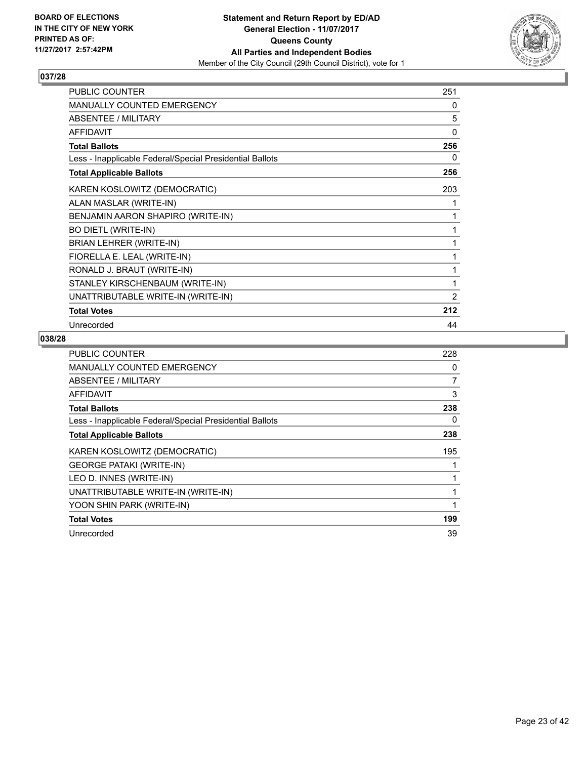**BOARD OF ELECTIONS IN THE CITY OF NEW YORK PRINTED AS OF: 11/27/2017 2:57:42PM**

**Statement and Return Report by ED/AD General Election - 11/07/2017 Queens County All Parties and Independent Bodies**
Member of the City Council (29th Council District), vote for 1

## 037/28

| | |
|---|---|
| PUBLIC COUNTER | 251 |
| MANUALLY COUNTED EMERGENCY | 0 |
| ABSENTEE / MILITARY | 5 |
| AFFIDAVIT | 0 |
| **Total Ballots** | **256** |
| Less - Inapplicable Federal/Special Presidential Ballots | 0 |
| **Total Applicable Ballots** | **256** |
| KAREN KOSLOWITZ (DEMOCRATIC) | 203 |
| ALAN MASLAR (WRITE-IN) | 1 |
| BENJAMIN AARON SHAPIRO (WRITE-IN) | 1 |
| BO DIETL (WRITE-IN) | 1 |
| BRIAN LEHRER (WRITE-IN) | 1 |
| FIORELLA E. LEAL (WRITE-IN) | 1 |
| RONALD J. BRAUT (WRITE-IN) | 1 |
| STANLEY KIRSCHENBAUM (WRITE-IN) | 1 |
| UNATTRIBUTABLE WRITE-IN (WRITE-IN) | 2 |
| **Total Votes** | **212** |
| Unrecorded | 44 |

## 038/28

| | |
|---|---|
| PUBLIC COUNTER | 228 |
| MANUALLY COUNTED EMERGENCY | 0 |
| ABSENTEE / MILITARY | 7 |
| AFFIDAVIT | 3 |
| **Total Ballots** | **238** |
| Less - Inapplicable Federal/Special Presidential Ballots | 0 |
| **Total Applicable Ballots** | **238** |
| KAREN KOSLOWITZ (DEMOCRATIC) | 195 |
| GEORGE PATAKI (WRITE-IN) | 1 |
| LEO D. INNES (WRITE-IN) | 1 |
| UNATTRIBUTABLE WRITE-IN (WRITE-IN) | 1 |
| YOON SHIN PARK (WRITE-IN) | 1 |
| **Total Votes** | **199** |
| Unrecorded | 39 |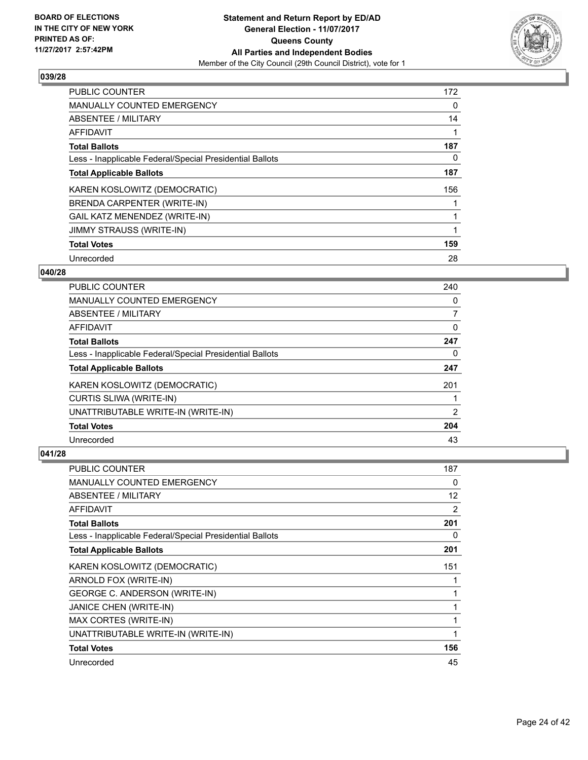## 039/28

| | |
|---|---|
| PUBLIC COUNTER | 172 |
| MANUALLY COUNTED EMERGENCY | 0 |
| ABSENTEE / MILITARY | 14 |
| AFFIDAVIT | 1 |
| **Total Ballots** | **187** |
| Less - Inapplicable Federal/Special Presidential Ballots | 0 |
| **Total Applicable Ballots** | **187** |
| KAREN KOSLOWITZ (DEMOCRATIC) | 156 |
| BRENDA CARPENTER (WRITE-IN) | 1 |
| GAIL KATZ MENENDEZ (WRITE-IN) | 1 |
| JIMMY STRAUSS (WRITE-IN) | 1 |
| **Total Votes** | **159** |
| Unrecorded | 28 |

## 040/28

| | |
|---|---|
| PUBLIC COUNTER | 240 |
| MANUALLY COUNTED EMERGENCY | 0 |
| ABSENTEE / MILITARY | 7 |
| AFFIDAVIT | 0 |
| **Total Ballots** | **247** |
| Less - Inapplicable Federal/Special Presidential Ballots | 0 |
| **Total Applicable Ballots** | **247** |
| KAREN KOSLOWITZ (DEMOCRATIC) | 201 |
| CURTIS SLIWA (WRITE-IN) | 1 |
| UNATTRIBUTABLE WRITE-IN (WRITE-IN) | 2 |
| **Total Votes** | **204** |
| Unrecorded | 43 |

## 041/28

| | |
|---|---|
| PUBLIC COUNTER | 187 |
| MANUALLY COUNTED EMERGENCY | 0 |
| ABSENTEE / MILITARY | 12 |
| AFFIDAVIT | 2 |
| **Total Ballots** | **201** |
| Less - Inapplicable Federal/Special Presidential Ballots | 0 |
| **Total Applicable Ballots** | **201** |
| KAREN KOSLOWITZ (DEMOCRATIC) | 151 |
| ARNOLD FOX (WRITE-IN) | 1 |
| GEORGE C. ANDERSON (WRITE-IN) | 1 |
| JANICE CHEN (WRITE-IN) | 1 |
| MAX CORTES (WRITE-IN) | 1 |
| UNATTRIBUTABLE WRITE-IN (WRITE-IN) | 1 |
| **Total Votes** | **156** |
| Unrecorded | 45 |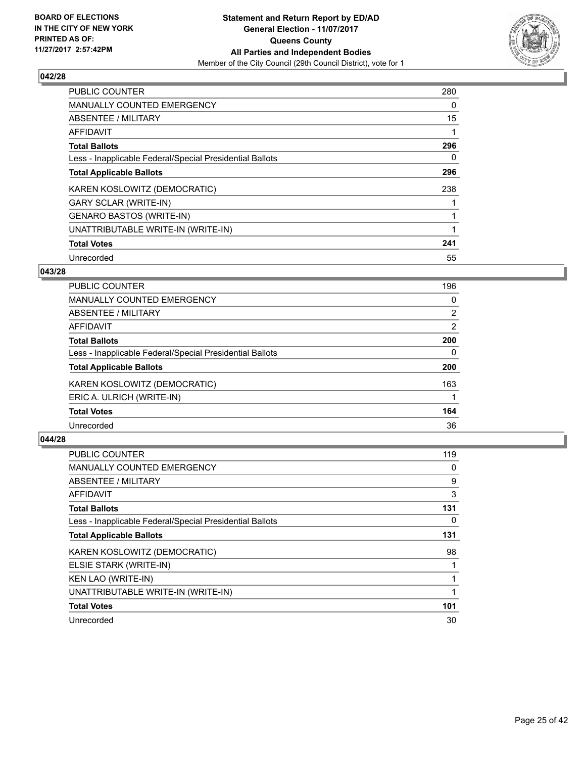**BOARD OF ELECTIONS IN THE CITY OF NEW YORK PRINTED AS OF: 11/27/2017 2:57:42PM**

**Statement and Return Report by ED/AD General Election - 11/07/2017 Queens County All Parties and Independent Bodies**
Member of the City Council (29th Council District), vote for 1

### 042/28

| | |
|---|---|
| PUBLIC COUNTER | 280 |
| MANUALLY COUNTED EMERGENCY | 0 |
| ABSENTEE / MILITARY | 15 |
| AFFIDAVIT | 1 |
| **Total Ballots** | **296** |
| Less - Inapplicable Federal/Special Presidential Ballots | 0 |
| **Total Applicable Ballots** | **296** |
| KAREN KOSLOWITZ (DEMOCRATIC) | 238 |
| GARY SCLAR (WRITE-IN) | 1 |
| GENARO BASTOS (WRITE-IN) | 1 |
| UNATTRIBUTABLE WRITE-IN (WRITE-IN) | 1 |
| **Total Votes** | **241** |
| Unrecorded | 55 |

### 043/28

| | |
|---|---|
| PUBLIC COUNTER | 196 |
| MANUALLY COUNTED EMERGENCY | 0 |
| ABSENTEE / MILITARY | 2 |
| AFFIDAVIT | 2 |
| **Total Ballots** | **200** |
| Less - Inapplicable Federal/Special Presidential Ballots | 0 |
| **Total Applicable Ballots** | **200** |
| KAREN KOSLOWITZ (DEMOCRATIC) | 163 |
| ERIC A. ULRICH (WRITE-IN) | 1 |
| **Total Votes** | **164** |
| Unrecorded | 36 |

### 044/28

| | |
|---|---|
| PUBLIC COUNTER | 119 |
| MANUALLY COUNTED EMERGENCY | 0 |
| ABSENTEE / MILITARY | 9 |
| AFFIDAVIT | 3 |
| **Total Ballots** | **131** |
| Less - Inapplicable Federal/Special Presidential Ballots | 0 |
| **Total Applicable Ballots** | **131** |
| KAREN KOSLOWITZ (DEMOCRATIC) | 98 |
| ELSIE STARK (WRITE-IN) | 1 |
| KEN LAO (WRITE-IN) | 1 |
| UNATTRIBUTABLE WRITE-IN (WRITE-IN) | 1 |
| **Total Votes** | **101** |
| Unrecorded | 30 |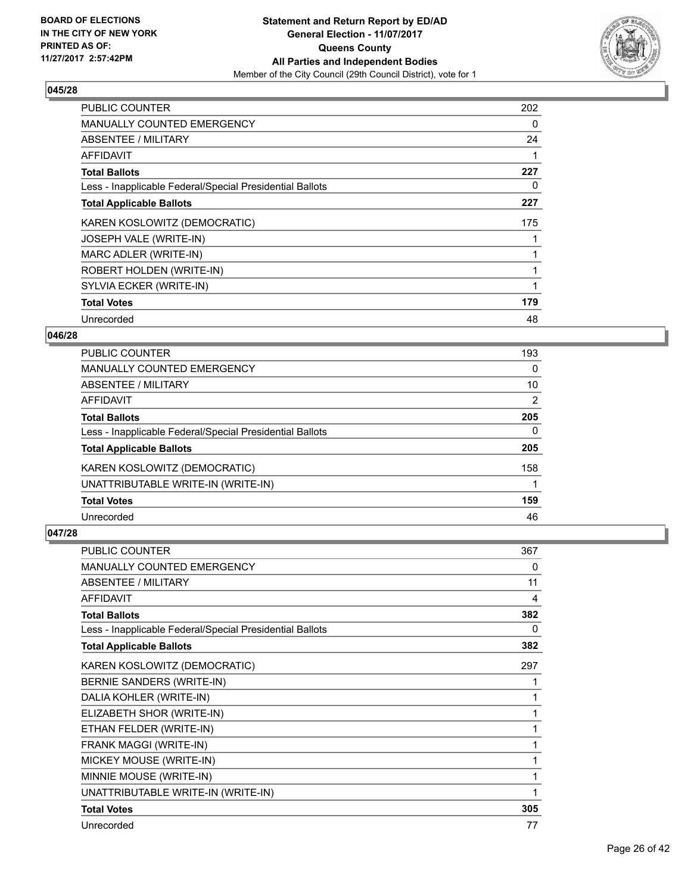**BOARD OF ELECTIONS IN THE CITY OF NEW YORK PRINTED AS OF: 11/27/2017 2:57:42PM**

**Statement and Return Report by ED/AD General Election - 11/07/2017 Queens County All Parties and Independent Bodies**

Member of the City Council (29th Council District), vote for 1

### 045/28

| | |
|---|---|
| PUBLIC COUNTER | 202 |
| MANUALLY COUNTED EMERGENCY | 0 |
| ABSENTEE / MILITARY | 24 |
| AFFIDAVIT | 1 |
| **Total Ballots** | **227** |
| Less - Inapplicable Federal/Special Presidential Ballots | 0 |
| **Total Applicable Ballots** | **227** |
| KAREN KOSLOWITZ (DEMOCRATIC) | 175 |
| JOSEPH VALE (WRITE-IN) | 1 |
| MARC ADLER (WRITE-IN) | 1 |
| ROBERT HOLDEN (WRITE-IN) | 1 |
| SYLVIA ECKER (WRITE-IN) | 1 |
| **Total Votes** | **179** |
| Unrecorded | 48 |

### 046/28

| | |
|---|---|
| PUBLIC COUNTER | 193 |
| MANUALLY COUNTED EMERGENCY | 0 |
| ABSENTEE / MILITARY | 10 |
| AFFIDAVIT | 2 |
| **Total Ballots** | **205** |
| Less - Inapplicable Federal/Special Presidential Ballots | 0 |
| **Total Applicable Ballots** | **205** |
| KAREN KOSLOWITZ (DEMOCRATIC) | 158 |
| UNATTRIBUTABLE WRITE-IN (WRITE-IN) | 1 |
| **Total Votes** | **159** |
| Unrecorded | 46 |

### 047/28

| | |
|---|---|
| PUBLIC COUNTER | 367 |
| MANUALLY COUNTED EMERGENCY | 0 |
| ABSENTEE / MILITARY | 11 |
| AFFIDAVIT | 4 |
| **Total Ballots** | **382** |
| Less - Inapplicable Federal/Special Presidential Ballots | 0 |
| **Total Applicable Ballots** | **382** |
| KAREN KOSLOWITZ (DEMOCRATIC) | 297 |
| BERNIE SANDERS (WRITE-IN) | 1 |
| DALIA KOHLER (WRITE-IN) | 1 |
| ELIZABETH SHOR (WRITE-IN) | 1 |
| ETHAN FELDER (WRITE-IN) | 1 |
| FRANK MAGGI (WRITE-IN) | 1 |
| MICKEY MOUSE (WRITE-IN) | 1 |
| MINNIE MOUSE (WRITE-IN) | 1 |
| UNATTRIBUTABLE WRITE-IN (WRITE-IN) | 1 |
| **Total Votes** | **305** |
| Unrecorded | 77 |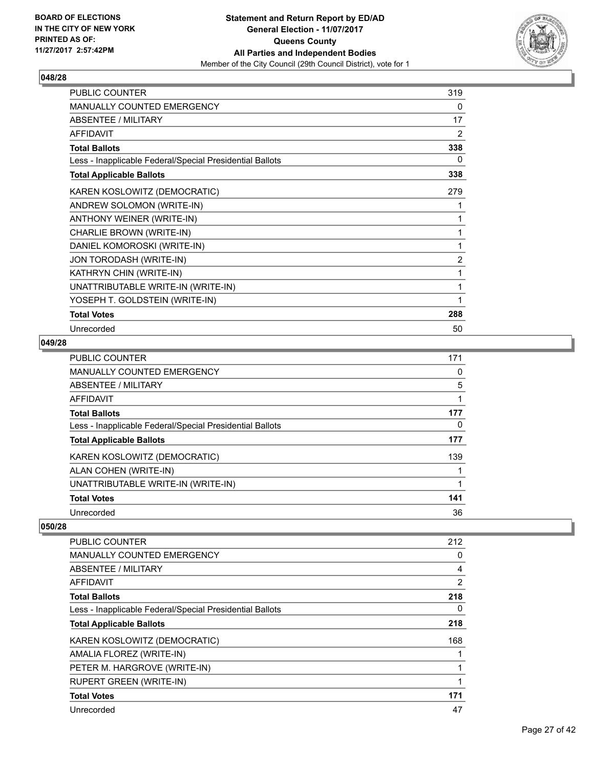**BOARD OF ELECTIONS IN THE CITY OF NEW YORK PRINTED AS OF: 11/27/2017 2:57:42PM**

**Statement and Return Report by ED/AD General Election - 11/07/2017 Queens County All Parties and Independent Bodies**

Member of the City Council (29th Council District), vote for 1

### 048/28

| | |
|---|---|
| PUBLIC COUNTER | 319 |
| MANUALLY COUNTED EMERGENCY | 0 |
| ABSENTEE / MILITARY | 17 |
| AFFIDAVIT | 2 |
| **Total Ballots** | **338** |
| Less - Inapplicable Federal/Special Presidential Ballots | 0 |
| **Total Applicable Ballots** | **338** |
| KAREN KOSLOWITZ (DEMOCRATIC) | 279 |
| ANDREW SOLOMON (WRITE-IN) | 1 |
| ANTHONY WEINER (WRITE-IN) | 1 |
| CHARLIE BROWN (WRITE-IN) | 1 |
| DANIEL KOMOROSKI (WRITE-IN) | 1 |
| JON TORODASH (WRITE-IN) | 2 |
| KATHRYN CHIN (WRITE-IN) | 1 |
| UNATTRIBUTABLE WRITE-IN (WRITE-IN) | 1 |
| YOSEPH T. GOLDSTEIN (WRITE-IN) | 1 |
| **Total Votes** | **288** |
| Unrecorded | 50 |

### 049/28

| | |
|---|---|
| PUBLIC COUNTER | 171 |
| MANUALLY COUNTED EMERGENCY | 0 |
| ABSENTEE / MILITARY | 5 |
| AFFIDAVIT | 1 |
| **Total Ballots** | **177** |
| Less - Inapplicable Federal/Special Presidential Ballots | 0 |
| **Total Applicable Ballots** | **177** |
| KAREN KOSLOWITZ (DEMOCRATIC) | 139 |
| ALAN COHEN (WRITE-IN) | 1 |
| UNATTRIBUTABLE WRITE-IN (WRITE-IN) | 1 |
| **Total Votes** | **141** |
| Unrecorded | 36 |

### 050/28

| | |
|---|---|
| PUBLIC COUNTER | 212 |
| MANUALLY COUNTED EMERGENCY | 0 |
| ABSENTEE / MILITARY | 4 |
| AFFIDAVIT | 2 |
| **Total Ballots** | **218** |
| Less - Inapplicable Federal/Special Presidential Ballots | 0 |
| **Total Applicable Ballots** | **218** |
| KAREN KOSLOWITZ (DEMOCRATIC) | 168 |
| AMALIA FLOREZ (WRITE-IN) | 1 |
| PETER M. HARGROVE (WRITE-IN) | 1 |
| RUPERT GREEN (WRITE-IN) | 1 |
| **Total Votes** | **171** |
| Unrecorded | 47 |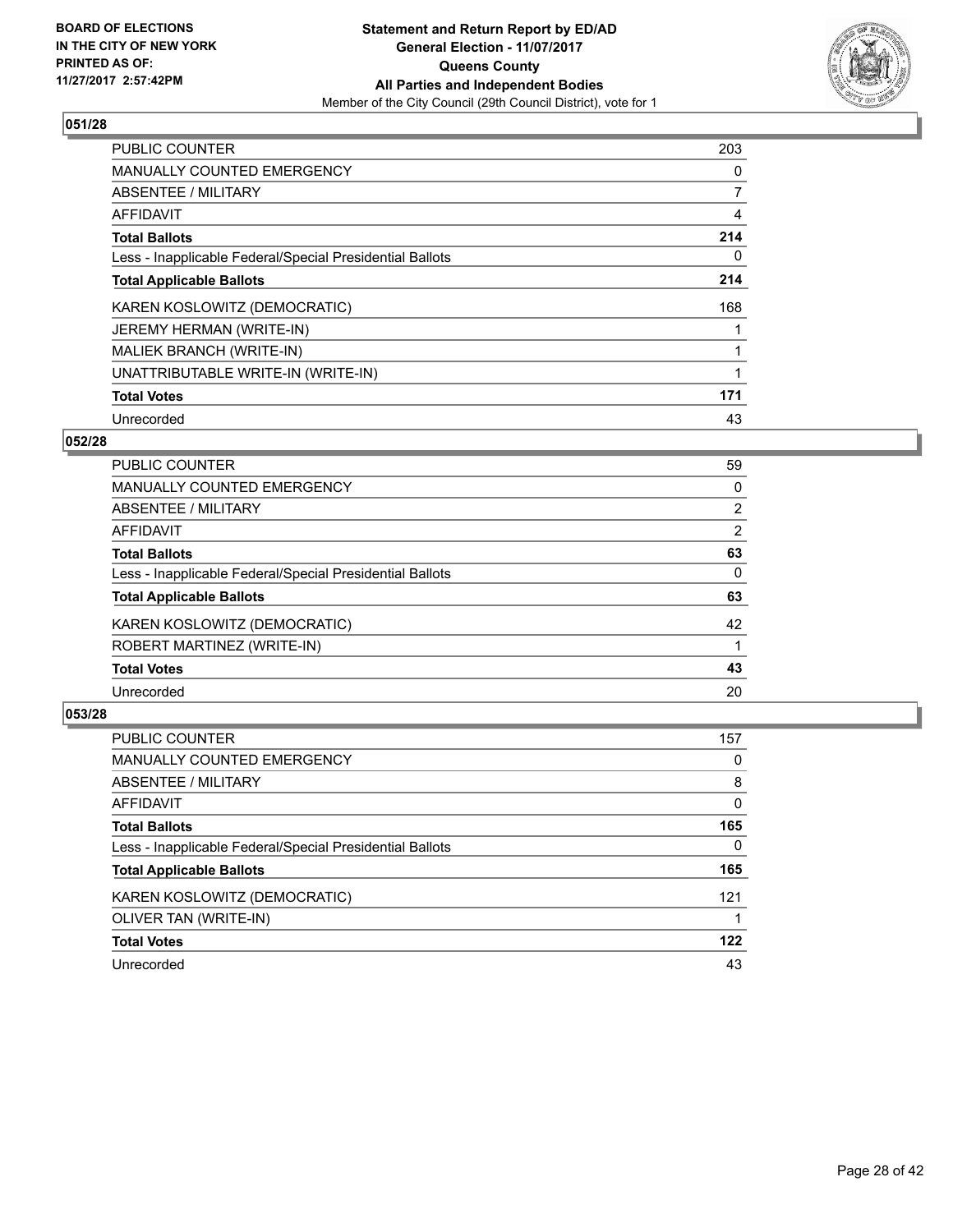BOARD OF ELECTIONS
IN THE CITY OF NEW YORK
PRINTED AS OF:
11/27/2017 2:57:42PM

**Statement and Return Report by ED/AD**
**General Election - 11/07/2017**
**Queens County**
**All Parties and Independent Bodies**
Member of the City Council (29th Council District), vote for 1

### 051/28

| | |
|---|---|
| PUBLIC COUNTER | 203 |
| MANUALLY COUNTED EMERGENCY | 0 |
| ABSENTEE / MILITARY | 7 |
| AFFIDAVIT | 4 |
| **Total Ballots** | **214** |
| Less - Inapplicable Federal/Special Presidential Ballots | 0 |
| **Total Applicable Ballots** | **214** |
| KAREN KOSLOWITZ (DEMOCRATIC) | 168 |
| JEREMY HERMAN (WRITE-IN) | 1 |
| MALIEK BRANCH (WRITE-IN) | 1 |
| UNATTRIBUTABLE WRITE-IN (WRITE-IN) | 1 |
| **Total Votes** | **171** |
| Unrecorded | 43 |

### 052/28

| | |
|---|---|
| PUBLIC COUNTER | 59 |
| MANUALLY COUNTED EMERGENCY | 0 |
| ABSENTEE / MILITARY | 2 |
| AFFIDAVIT | 2 |
| **Total Ballots** | **63** |
| Less - Inapplicable Federal/Special Presidential Ballots | 0 |
| **Total Applicable Ballots** | **63** |
| KAREN KOSLOWITZ (DEMOCRATIC) | 42 |
| ROBERT MARTINEZ (WRITE-IN) | 1 |
| **Total Votes** | **43** |
| Unrecorded | 20 |

### 053/28

| | |
|---|---|
| PUBLIC COUNTER | 157 |
| MANUALLY COUNTED EMERGENCY | 0 |
| ABSENTEE / MILITARY | 8 |
| AFFIDAVIT | 0 |
| **Total Ballots** | **165** |
| Less - Inapplicable Federal/Special Presidential Ballots | 0 |
| **Total Applicable Ballots** | **165** |
| KAREN KOSLOWITZ (DEMOCRATIC) | 121 |
| OLIVER TAN (WRITE-IN) | 1 |
| **Total Votes** | **122** |
| Unrecorded | 43 |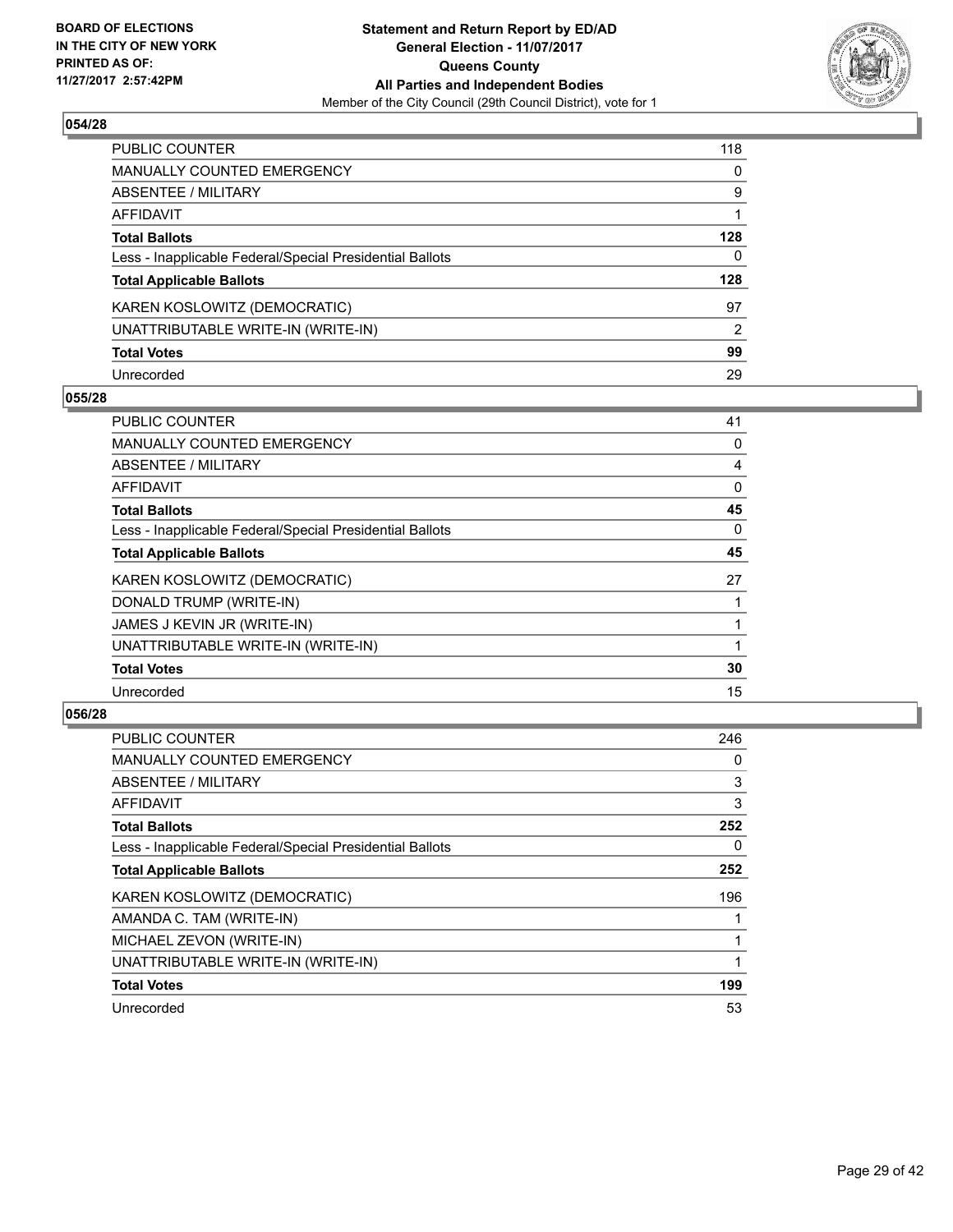**BOARD OF ELECTIONS IN THE CITY OF NEW YORK PRINTED AS OF: 11/27/2017 2:57:42PM**

**Statement and Return Report by ED/AD**
**General Election - 11/07/2017**
**Queens County**
**All Parties and Independent Bodies**
Member of the City Council (29th Council District), vote for 1

## 054/28

| | |
|---|---|
| PUBLIC COUNTER | 118 |
| MANUALLY COUNTED EMERGENCY | 0 |
| ABSENTEE / MILITARY | 9 |
| AFFIDAVIT | 1 |
| **Total Ballots** | **128** |
| Less - Inapplicable Federal/Special Presidential Ballots | 0 |
| **Total Applicable Ballots** | **128** |
| KAREN KOSLOWITZ (DEMOCRATIC) | 97 |
| UNATTRIBUTABLE WRITE-IN (WRITE-IN) | 2 |
| **Total Votes** | **99** |
| Unrecorded | 29 |

## 055/28

| | |
|---|---|
| PUBLIC COUNTER | 41 |
| MANUALLY COUNTED EMERGENCY | 0 |
| ABSENTEE / MILITARY | 4 |
| AFFIDAVIT | 0 |
| **Total Ballots** | **45** |
| Less - Inapplicable Federal/Special Presidential Ballots | 0 |
| **Total Applicable Ballots** | **45** |
| KAREN KOSLOWITZ (DEMOCRATIC) | 27 |
| DONALD TRUMP (WRITE-IN) | 1 |
| JAMES J KEVIN JR (WRITE-IN) | 1 |
| UNATTRIBUTABLE WRITE-IN (WRITE-IN) | 1 |
| **Total Votes** | **30** |
| Unrecorded | 15 |

## 056/28

| | |
|---|---|
| PUBLIC COUNTER | 246 |
| MANUALLY COUNTED EMERGENCY | 0 |
| ABSENTEE / MILITARY | 3 |
| AFFIDAVIT | 3 |
| **Total Ballots** | **252** |
| Less - Inapplicable Federal/Special Presidential Ballots | 0 |
| **Total Applicable Ballots** | **252** |
| KAREN KOSLOWITZ (DEMOCRATIC) | 196 |
| AMANDA C. TAM (WRITE-IN) | 1 |
| MICHAEL ZEVON (WRITE-IN) | 1 |
| UNATTRIBUTABLE WRITE-IN (WRITE-IN) | 1 |
| **Total Votes** | **199** |
| Unrecorded | 53 |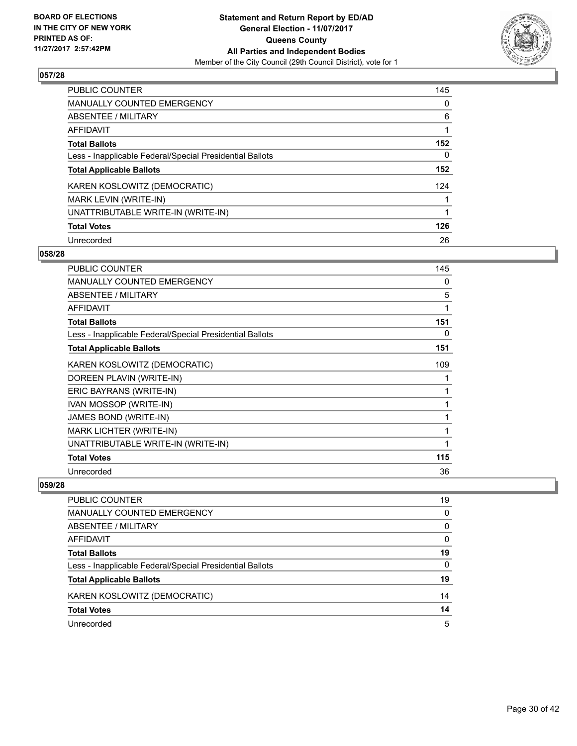### 057/28

| | |
|---|---|
| PUBLIC COUNTER | 145 |
| MANUALLY COUNTED EMERGENCY | 0 |
| ABSENTEE / MILITARY | 6 |
| AFFIDAVIT | 1 |
| **Total Ballots** | **152** |
| Less - Inapplicable Federal/Special Presidential Ballots | 0 |
| **Total Applicable Ballots** | **152** |
| KAREN KOSLOWITZ (DEMOCRATIC) | 124 |
| MARK LEVIN (WRITE-IN) | 1 |
| UNATTRIBUTABLE WRITE-IN (WRITE-IN) | 1 |
| **Total Votes** | **126** |
| Unrecorded | 26 |

### 058/28

| | |
|---|---|
| PUBLIC COUNTER | 145 |
| MANUALLY COUNTED EMERGENCY | 0 |
| ABSENTEE / MILITARY | 5 |
| AFFIDAVIT | 1 |
| **Total Ballots** | **151** |
| Less - Inapplicable Federal/Special Presidential Ballots | 0 |
| **Total Applicable Ballots** | **151** |
| KAREN KOSLOWITZ (DEMOCRATIC) | 109 |
| DOREEN PLAVIN (WRITE-IN) | 1 |
| ERIC BAYRANS (WRITE-IN) | 1 |
| IVAN MOSSOP (WRITE-IN) | 1 |
| JAMES BOND (WRITE-IN) | 1 |
| MARK LICHTER (WRITE-IN) | 1 |
| UNATTRIBUTABLE WRITE-IN (WRITE-IN) | 1 |
| **Total Votes** | **115** |
| Unrecorded | 36 |

### 059/28

| | |
|---|---|
| PUBLIC COUNTER | 19 |
| MANUALLY COUNTED EMERGENCY | 0 |
| ABSENTEE / MILITARY | 0 |
| AFFIDAVIT | 0 |
| **Total Ballots** | **19** |
| Less - Inapplicable Federal/Special Presidential Ballots | 0 |
| **Total Applicable Ballots** | **19** |
| KAREN KOSLOWITZ (DEMOCRATIC) | 14 |
| **Total Votes** | **14** |
| Unrecorded | 5 |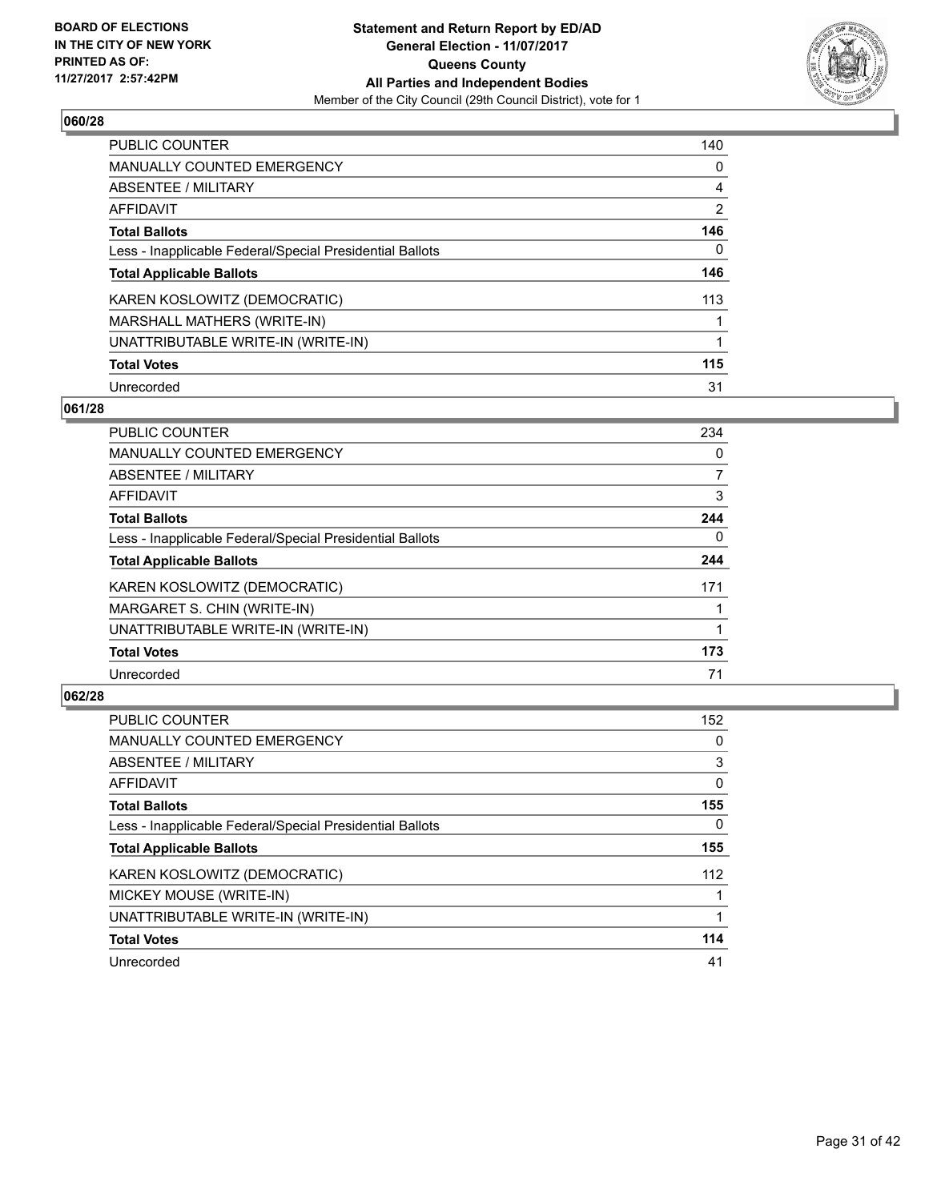## 060/28

| | |
|---|---|
| PUBLIC COUNTER | 140 |
| MANUALLY COUNTED EMERGENCY | 0 |
| ABSENTEE / MILITARY | 4 |
| AFFIDAVIT | 2 |
| **Total Ballots** | **146** |
| Less - Inapplicable Federal/Special Presidential Ballots | 0 |
| **Total Applicable Ballots** | **146** |
| KAREN KOSLOWITZ (DEMOCRATIC) | 113 |
| MARSHALL MATHERS (WRITE-IN) | 1 |
| UNATTRIBUTABLE WRITE-IN (WRITE-IN) | 1 |
| **Total Votes** | **115** |
| Unrecorded | 31 |

## 061/28

| | |
|---|---|
| PUBLIC COUNTER | 234 |
| MANUALLY COUNTED EMERGENCY | 0 |
| ABSENTEE / MILITARY | 7 |
| AFFIDAVIT | 3 |
| **Total Ballots** | **244** |
| Less - Inapplicable Federal/Special Presidential Ballots | 0 |
| **Total Applicable Ballots** | **244** |
| KAREN KOSLOWITZ (DEMOCRATIC) | 171 |
| MARGARET S. CHIN (WRITE-IN) | 1 |
| UNATTRIBUTABLE WRITE-IN (WRITE-IN) | 1 |
| **Total Votes** | **173** |
| Unrecorded | 71 |

## 062/28

| | |
|---|---|
| PUBLIC COUNTER | 152 |
| MANUALLY COUNTED EMERGENCY | 0 |
| ABSENTEE / MILITARY | 3 |
| AFFIDAVIT | 0 |
| **Total Ballots** | **155** |
| Less - Inapplicable Federal/Special Presidential Ballots | 0 |
| **Total Applicable Ballots** | **155** |
| KAREN KOSLOWITZ (DEMOCRATIC) | 112 |
| MICKEY MOUSE (WRITE-IN) | 1 |
| UNATTRIBUTABLE WRITE-IN (WRITE-IN) | 1 |
| **Total Votes** | **114** |
| Unrecorded | 41 |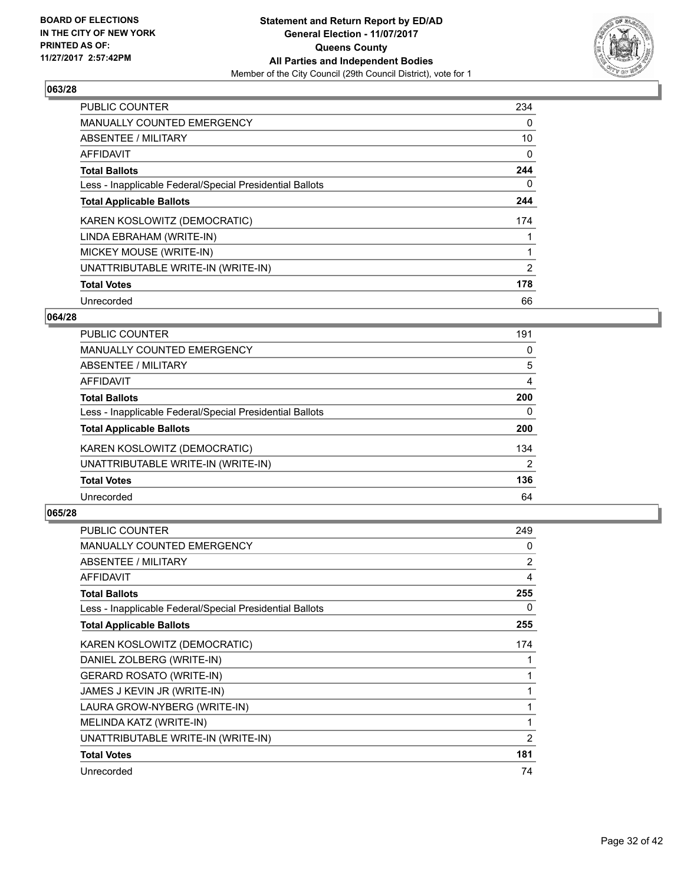**BOARD OF ELECTIONS IN THE CITY OF NEW YORK PRINTED AS OF: 11/27/2017 2:57:42PM**

**Statement and Return Report by ED/AD**
**General Election - 11/07/2017**
**Queens County**
**All Parties and Independent Bodies**
Member of the City Council (29th Council District), vote for 1

### 063/28

| | |
|---|---|
| PUBLIC COUNTER | 234 |
| MANUALLY COUNTED EMERGENCY | 0 |
| ABSENTEE / MILITARY | 10 |
| AFFIDAVIT | 0 |
| **Total Ballots** | **244** |
| Less - Inapplicable Federal/Special Presidential Ballots | 0 |
| **Total Applicable Ballots** | **244** |
| KAREN KOSLOWITZ (DEMOCRATIC) | 174 |
| LINDA EBRAHAM (WRITE-IN) | 1 |
| MICKEY MOUSE (WRITE-IN) | 1 |
| UNATTRIBUTABLE WRITE-IN (WRITE-IN) | 2 |
| **Total Votes** | **178** |
| Unrecorded | 66 |

### 064/28

| | |
|---|---|
| PUBLIC COUNTER | 191 |
| MANUALLY COUNTED EMERGENCY | 0 |
| ABSENTEE / MILITARY | 5 |
| AFFIDAVIT | 4 |
| **Total Ballots** | **200** |
| Less - Inapplicable Federal/Special Presidential Ballots | 0 |
| **Total Applicable Ballots** | **200** |
| KAREN KOSLOWITZ (DEMOCRATIC) | 134 |
| UNATTRIBUTABLE WRITE-IN (WRITE-IN) | 2 |
| **Total Votes** | **136** |
| Unrecorded | 64 |

### 065/28

| | |
|---|---|
| PUBLIC COUNTER | 249 |
| MANUALLY COUNTED EMERGENCY | 0 |
| ABSENTEE / MILITARY | 2 |
| AFFIDAVIT | 4 |
| **Total Ballots** | **255** |
| Less - Inapplicable Federal/Special Presidential Ballots | 0 |
| **Total Applicable Ballots** | **255** |
| KAREN KOSLOWITZ (DEMOCRATIC) | 174 |
| DANIEL ZOLBERG (WRITE-IN) | 1 |
| GERARD ROSATO (WRITE-IN) | 1 |
| JAMES J KEVIN JR (WRITE-IN) | 1 |
| LAURA GROW-NYBERG (WRITE-IN) | 1 |
| MELINDA KATZ (WRITE-IN) | 1 |
| UNATTRIBUTABLE WRITE-IN (WRITE-IN) | 2 |
| **Total Votes** | **181** |
| Unrecorded | 74 |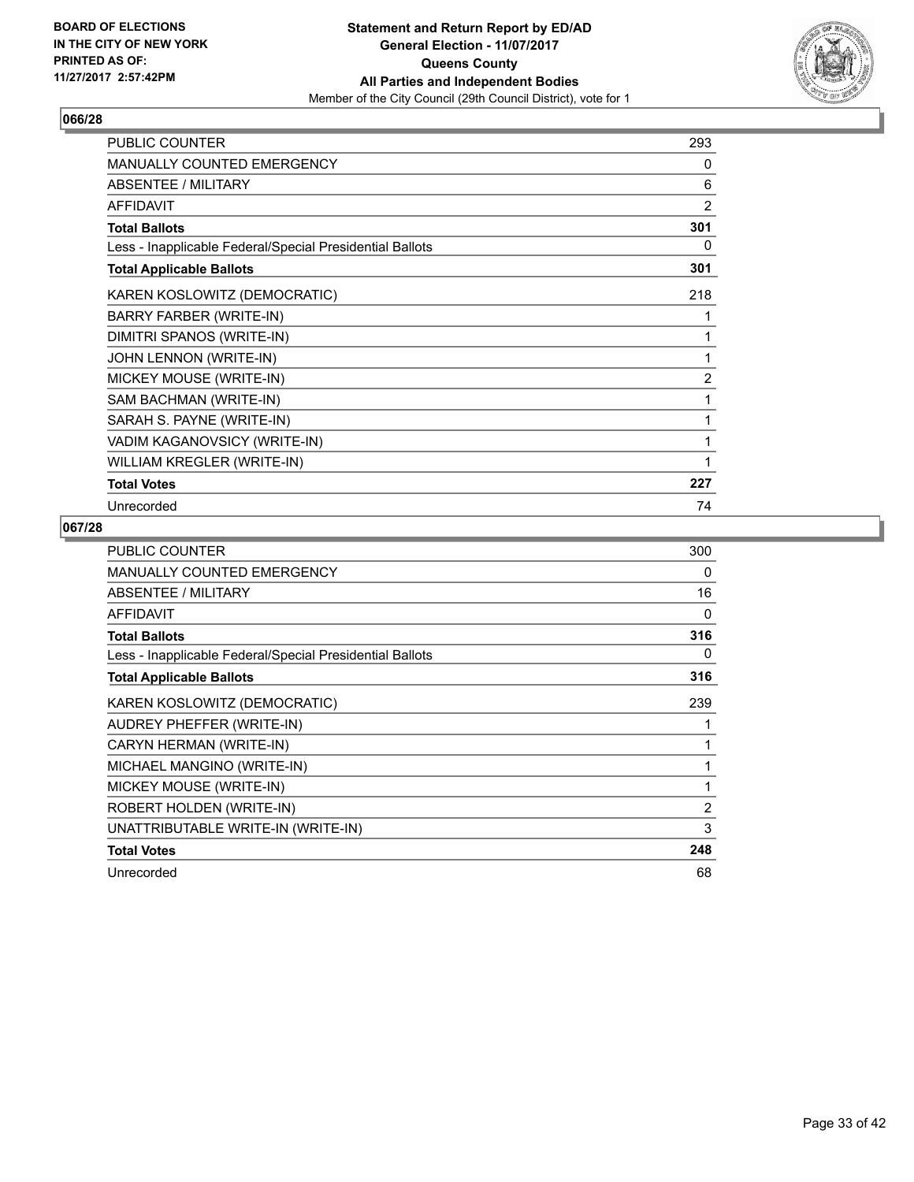**BOARD OF ELECTIONS IN THE CITY OF NEW YORK PRINTED AS OF: 11/27/2017 2:57:42PM**

**Statement and Return Report by ED/AD General Election - 11/07/2017 Queens County All Parties and Independent Bodies**
Member of the City Council (29th Council District), vote for 1

## 066/28

| | |
|---|---|
| PUBLIC COUNTER | 293 |
| MANUALLY COUNTED EMERGENCY | 0 |
| ABSENTEE / MILITARY | 6 |
| AFFIDAVIT | 2 |
| **Total Ballots** | **301** |
| Less - Inapplicable Federal/Special Presidential Ballots | 0 |
| **Total Applicable Ballots** | **301** |
| KAREN KOSLOWITZ (DEMOCRATIC) | 218 |
| BARRY FARBER (WRITE-IN) | 1 |
| DIMITRI SPANOS (WRITE-IN) | 1 |
| JOHN LENNON (WRITE-IN) | 1 |
| MICKEY MOUSE (WRITE-IN) | 2 |
| SAM BACHMAN (WRITE-IN) | 1 |
| SARAH S. PAYNE (WRITE-IN) | 1 |
| VADIM KAGANOVSICY (WRITE-IN) | 1 |
| WILLIAM KREGLER (WRITE-IN) | 1 |
| **Total Votes** | **227** |
| Unrecorded | 74 |

## 067/28

| | |
|---|---|
| PUBLIC COUNTER | 300 |
| MANUALLY COUNTED EMERGENCY | 0 |
| ABSENTEE / MILITARY | 16 |
| AFFIDAVIT | 0 |
| **Total Ballots** | **316** |
| Less - Inapplicable Federal/Special Presidential Ballots | 0 |
| **Total Applicable Ballots** | **316** |
| KAREN KOSLOWITZ (DEMOCRATIC) | 239 |
| AUDREY PHEFFER (WRITE-IN) | 1 |
| CARYN HERMAN (WRITE-IN) | 1 |
| MICHAEL MANGINO (WRITE-IN) | 1 |
| MICKEY MOUSE (WRITE-IN) | 1 |
| ROBERT HOLDEN (WRITE-IN) | 2 |
| UNATTRIBUTABLE WRITE-IN (WRITE-IN) | 3 |
| **Total Votes** | **248** |
| Unrecorded | 68 |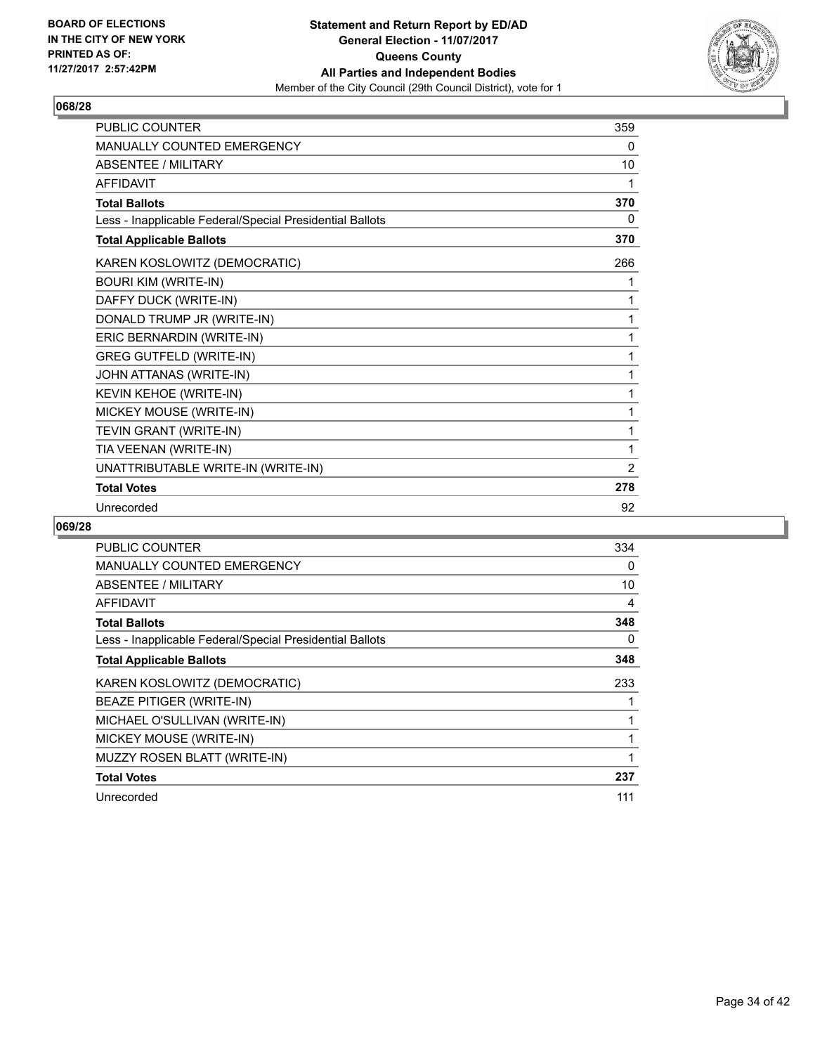**BOARD OF ELECTIONS IN THE CITY OF NEW YORK PRINTED AS OF: 11/27/2017 2:57:42PM**

**Statement and Return Report by ED/AD**
**General Election - 11/07/2017**
**Queens County**
**All Parties and Independent Bodies**
Member of the City Council (29th Council District), vote for 1

**068/28**

| | |
|---|---|
| PUBLIC COUNTER | 359 |
| MANUALLY COUNTED EMERGENCY | 0 |
| ABSENTEE / MILITARY | 10 |
| AFFIDAVIT | 1 |
| **Total Ballots** | **370** |
| Less - Inapplicable Federal/Special Presidential Ballots | 0 |
| **Total Applicable Ballots** | **370** |
| KAREN KOSLOWITZ (DEMOCRATIC) | 266 |
| BOURI KIM (WRITE-IN) | 1 |
| DAFFY DUCK (WRITE-IN) | 1 |
| DONALD TRUMP JR (WRITE-IN) | 1 |
| ERIC BERNARDIN (WRITE-IN) | 1 |
| GREG GUTFELD (WRITE-IN) | 1 |
| JOHN ATTANAS (WRITE-IN) | 1 |
| KEVIN KEHOE (WRITE-IN) | 1 |
| MICKEY MOUSE (WRITE-IN) | 1 |
| TEVIN GRANT (WRITE-IN) | 1 |
| TIA VEENAN (WRITE-IN) | 1 |
| UNATTRIBUTABLE WRITE-IN (WRITE-IN) | 2 |
| **Total Votes** | **278** |
| Unrecorded | 92 |

**069/28**

| | |
|---|---|
| PUBLIC COUNTER | 334 |
| MANUALLY COUNTED EMERGENCY | 0 |
| ABSENTEE / MILITARY | 10 |
| AFFIDAVIT | 4 |
| **Total Ballots** | **348** |
| Less - Inapplicable Federal/Special Presidential Ballots | 0 |
| **Total Applicable Ballots** | **348** |
| KAREN KOSLOWITZ (DEMOCRATIC) | 233 |
| BEAZE PITIGER (WRITE-IN) | 1 |
| MICHAEL O'SULLIVAN (WRITE-IN) | 1 |
| MICKEY MOUSE (WRITE-IN) | 1 |
| MUZZY ROSEN BLATT (WRITE-IN) | 1 |
| **Total Votes** | **237** |
| Unrecorded | 111 |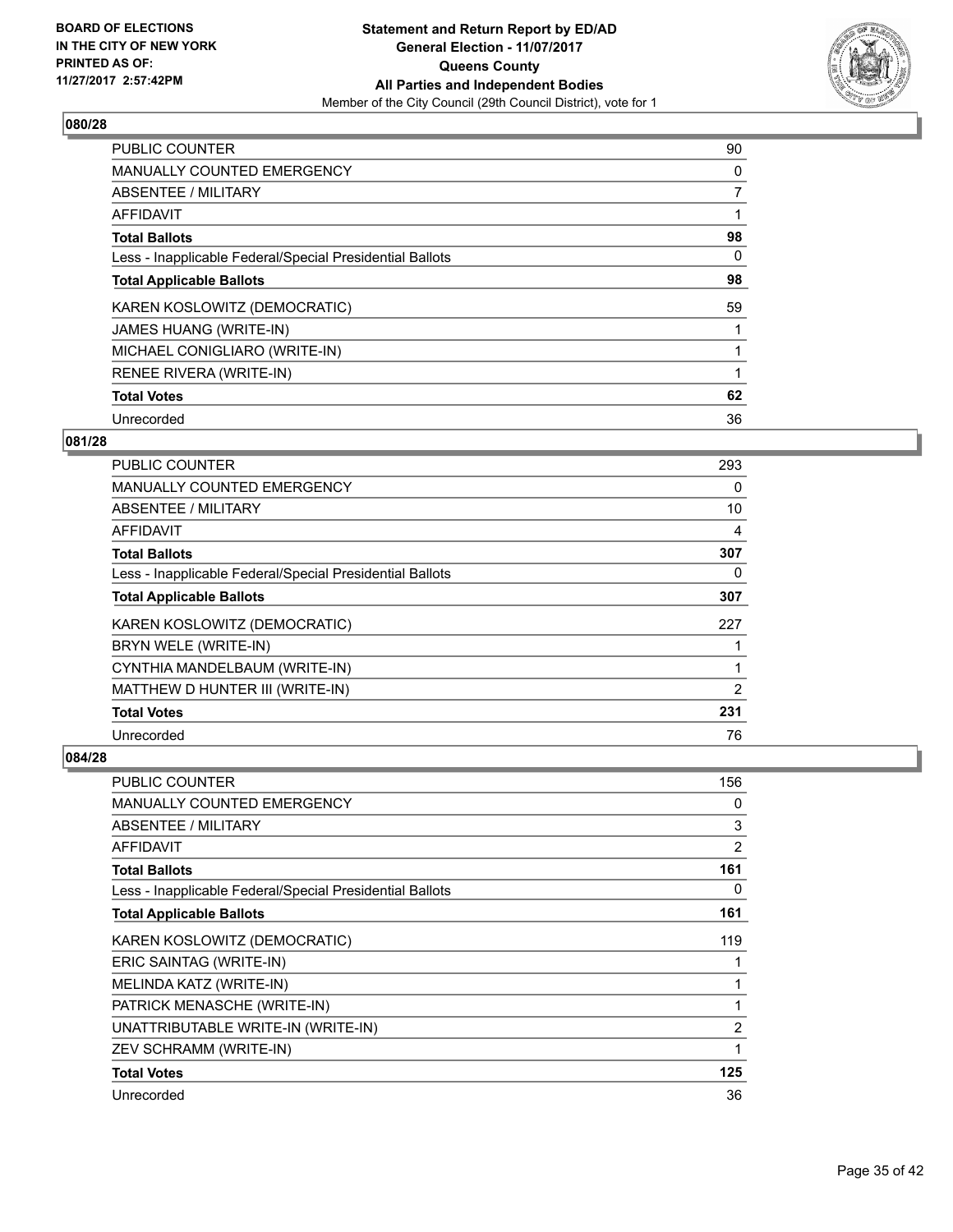BOARD OF ELECTIONS
IN THE CITY OF NEW YORK
PRINTED AS OF:
11/27/2017 2:57:42PM

**Statement and Return Report by ED/AD**
**General Election - 11/07/2017**
**Queens County**
**All Parties and Independent Bodies**
Member of the City Council (29th Council District), vote for 1

## 080/28

| | |
|---|---|
| PUBLIC COUNTER | 90 |
| MANUALLY COUNTED EMERGENCY | 0 |
| ABSENTEE / MILITARY | 7 |
| AFFIDAVIT | 1 |
| **Total Ballots** | **98** |
| Less - Inapplicable Federal/Special Presidential Ballots | 0 |
| **Total Applicable Ballots** | **98** |
| KAREN KOSLOWITZ (DEMOCRATIC) | 59 |
| JAMES HUANG (WRITE-IN) | 1 |
| MICHAEL CONIGLIARO (WRITE-IN) | 1 |
| RENEE RIVERA (WRITE-IN) | 1 |
| **Total Votes** | **62** |
| Unrecorded | 36 |

## 081/28

| | |
|---|---|
| PUBLIC COUNTER | 293 |
| MANUALLY COUNTED EMERGENCY | 0 |
| ABSENTEE / MILITARY | 10 |
| AFFIDAVIT | 4 |
| **Total Ballots** | **307** |
| Less - Inapplicable Federal/Special Presidential Ballots | 0 |
| **Total Applicable Ballots** | **307** |
| KAREN KOSLOWITZ (DEMOCRATIC) | 227 |
| BRYN WELE (WRITE-IN) | 1 |
| CYNTHIA MANDELBAUM (WRITE-IN) | 1 |
| MATTHEW D HUNTER III (WRITE-IN) | 2 |
| **Total Votes** | **231** |
| Unrecorded | 76 |

## 084/28

| | |
|---|---|
| PUBLIC COUNTER | 156 |
| MANUALLY COUNTED EMERGENCY | 0 |
| ABSENTEE / MILITARY | 3 |
| AFFIDAVIT | 2 |
| **Total Ballots** | **161** |
| Less - Inapplicable Federal/Special Presidential Ballots | 0 |
| **Total Applicable Ballots** | **161** |
| KAREN KOSLOWITZ (DEMOCRATIC) | 119 |
| ERIC SAINTAG (WRITE-IN) | 1 |
| MELINDA KATZ (WRITE-IN) | 1 |
| PATRICK MENASCHE (WRITE-IN) | 1 |
| UNATTRIBUTABLE WRITE-IN (WRITE-IN) | 2 |
| ZEV SCHRAMM (WRITE-IN) | 1 |
| **Total Votes** | **125** |
| Unrecorded | 36 |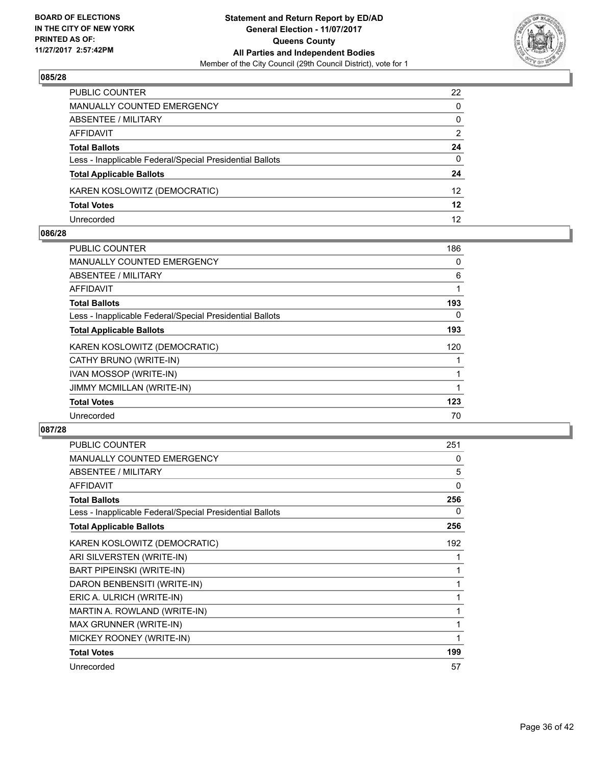**BOARD OF ELECTIONS IN THE CITY OF NEW YORK PRINTED AS OF: 11/27/2017 2:57:42PM**

**Statement and Return Report by ED/AD General Election - 11/07/2017 Queens County All Parties and Independent Bodies**

Member of the City Council (29th Council District), vote for 1

### 085/28

| | |
|---|---|
| PUBLIC COUNTER | 22 |
| MANUALLY COUNTED EMERGENCY | 0 |
| ABSENTEE / MILITARY | 0 |
| AFFIDAVIT | 2 |
| **Total Ballots** | **24** |
| Less - Inapplicable Federal/Special Presidential Ballots | 0 |
| **Total Applicable Ballots** | **24** |
| KAREN KOSLOWITZ (DEMOCRATIC) | 12 |
| **Total Votes** | **12** |
| Unrecorded | 12 |

### 086/28

| | |
|---|---|
| PUBLIC COUNTER | 186 |
| MANUALLY COUNTED EMERGENCY | 0 |
| ABSENTEE / MILITARY | 6 |
| AFFIDAVIT | 1 |
| **Total Ballots** | **193** |
| Less - Inapplicable Federal/Special Presidential Ballots | 0 |
| **Total Applicable Ballots** | **193** |
| KAREN KOSLOWITZ (DEMOCRATIC) | 120 |
| CATHY BRUNO (WRITE-IN) | 1 |
| IVAN MOSSOP (WRITE-IN) | 1 |
| JIMMY MCMILLAN (WRITE-IN) | 1 |
| **Total Votes** | **123** |
| Unrecorded | 70 |

### 087/28

| | |
|---|---|
| PUBLIC COUNTER | 251 |
| MANUALLY COUNTED EMERGENCY | 0 |
| ABSENTEE / MILITARY | 5 |
| AFFIDAVIT | 0 |
| **Total Ballots** | **256** |
| Less - Inapplicable Federal/Special Presidential Ballots | 0 |
| **Total Applicable Ballots** | **256** |
| KAREN KOSLOWITZ (DEMOCRATIC) | 192 |
| ARI SILVERSTEN (WRITE-IN) | 1 |
| BART PIPEINSKI (WRITE-IN) | 1 |
| DARON BENBENSITI (WRITE-IN) | 1 |
| ERIC A. ULRICH (WRITE-IN) | 1 |
| MARTIN A. ROWLAND (WRITE-IN) | 1 |
| MAX GRUNNER (WRITE-IN) | 1 |
| MICKEY ROONEY (WRITE-IN) | 1 |
| **Total Votes** | **199** |
| Unrecorded | 57 |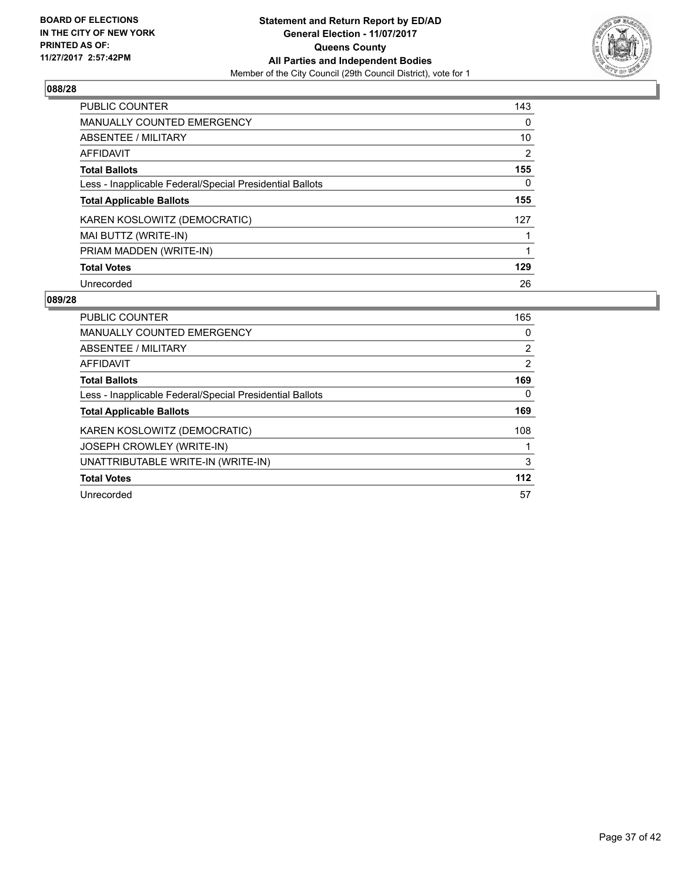**BOARD OF ELECTIONS**
**IN THE CITY OF NEW YORK**
**PRINTED AS OF:**
**11/27/2017 2:57:42PM**

**Statement and Return Report by ED/AD**
**General Election - 11/07/2017**
**Queens County**
**All Parties and Independent Bodies**
Member of the City Council (29th Council District), vote for 1

### 088/28

| | |
|---|---|
| PUBLIC COUNTER | 143 |
| MANUALLY COUNTED EMERGENCY | 0 |
| ABSENTEE / MILITARY | 10 |
| AFFIDAVIT | 2 |
| **Total Ballots** | **155** |
| Less - Inapplicable Federal/Special Presidential Ballots | 0 |
| **Total Applicable Ballots** | **155** |
| KAREN KOSLOWITZ (DEMOCRATIC) | 127 |
| MAI BUTTZ (WRITE-IN) | 1 |
| PRIAM MADDEN (WRITE-IN) | 1 |
| **Total Votes** | **129** |
| Unrecorded | 26 |

### 089/28

| | |
|---|---|
| PUBLIC COUNTER | 165 |
| MANUALLY COUNTED EMERGENCY | 0 |
| ABSENTEE / MILITARY | 2 |
| AFFIDAVIT | 2 |
| **Total Ballots** | **169** |
| Less - Inapplicable Federal/Special Presidential Ballots | 0 |
| **Total Applicable Ballots** | **169** |
| KAREN KOSLOWITZ (DEMOCRATIC) | 108 |
| JOSEPH CROWLEY (WRITE-IN) | 1 |
| UNATTRIBUTABLE WRITE-IN (WRITE-IN) | 3 |
| **Total Votes** | **112** |
| Unrecorded | 57 |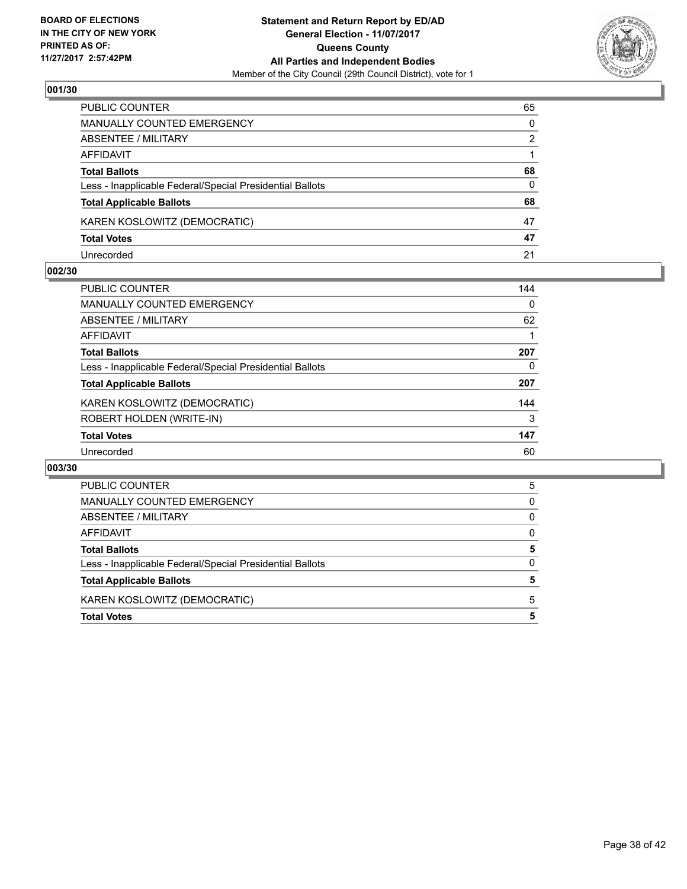**BOARD OF ELECTIONS IN THE CITY OF NEW YORK PRINTED AS OF: 11/27/2017 2:57:42PM**

**Statement and Return Report by ED/AD General Election - 11/07/2017 Queens County All Parties and Independent Bodies**

Member of the City Council (29th Council District), vote for 1

### 001/30

| | |
|---|---|
| PUBLIC COUNTER | 65 |
| MANUALLY COUNTED EMERGENCY | 0 |
| ABSENTEE / MILITARY | 2 |
| AFFIDAVIT | 1 |
| **Total Ballots** | **68** |
| Less - Inapplicable Federal/Special Presidential Ballots | 0 |
| **Total Applicable Ballots** | **68** |
| KAREN KOSLOWITZ (DEMOCRATIC) | 47 |
| **Total Votes** | **47** |
| Unrecorded | 21 |

### 002/30

| | |
|---|---|
| PUBLIC COUNTER | 144 |
| MANUALLY COUNTED EMERGENCY | 0 |
| ABSENTEE / MILITARY | 62 |
| AFFIDAVIT | 1 |
| **Total Ballots** | **207** |
| Less - Inapplicable Federal/Special Presidential Ballots | 0 |
| **Total Applicable Ballots** | **207** |
| KAREN KOSLOWITZ (DEMOCRATIC) | 144 |
| ROBERT HOLDEN (WRITE-IN) | 3 |
| **Total Votes** | **147** |
| Unrecorded | 60 |

### 003/30

| | |
|---|---|
| PUBLIC COUNTER | 5 |
| MANUALLY COUNTED EMERGENCY | 0 |
| ABSENTEE / MILITARY | 0 |
| AFFIDAVIT | 0 |
| **Total Ballots** | **5** |
| Less - Inapplicable Federal/Special Presidential Ballots | 0 |
| **Total Applicable Ballots** | **5** |
| KAREN KOSLOWITZ (DEMOCRATIC) | 5 |
| **Total Votes** | **5** |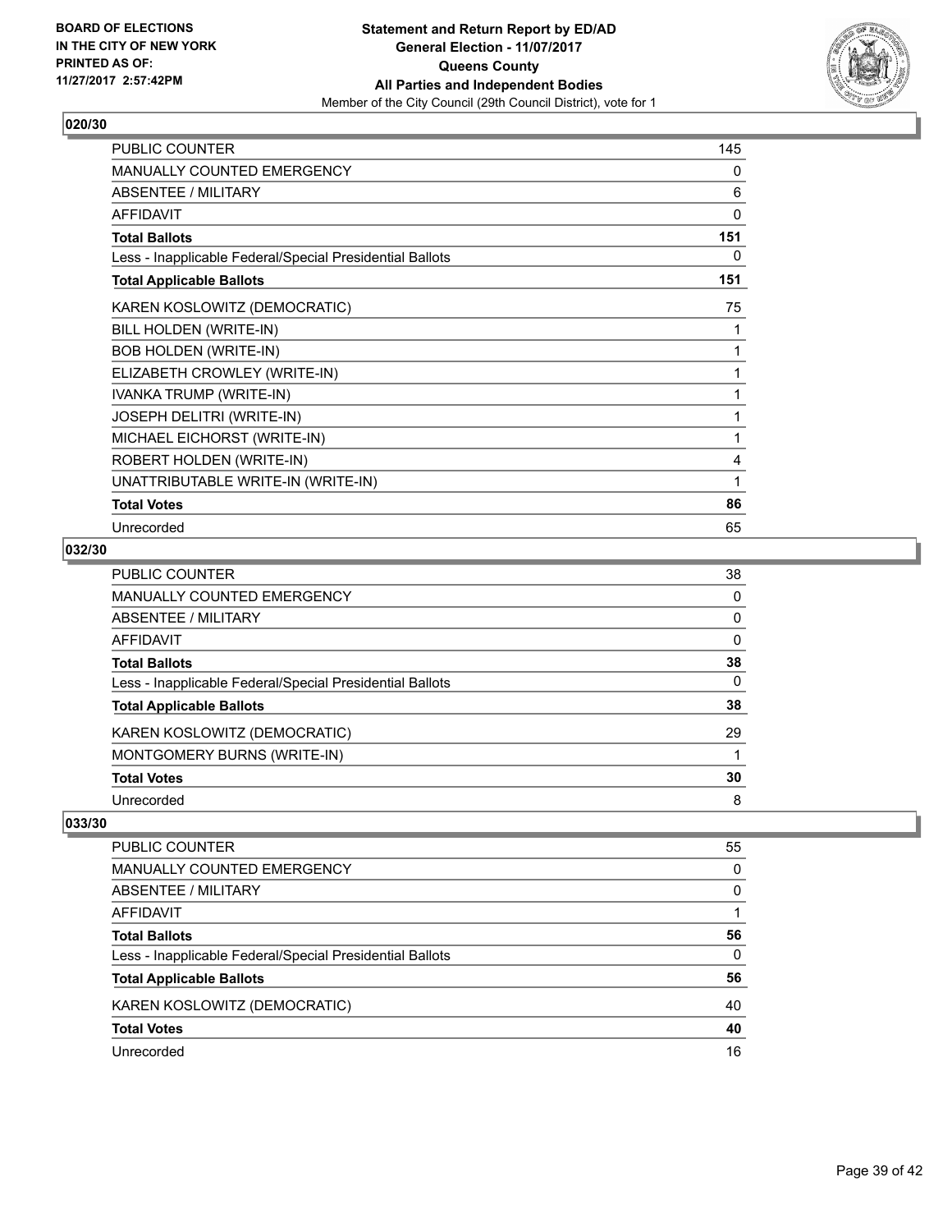## 020/30

| | |
|---|---|
| PUBLIC COUNTER | 145 |
| MANUALLY COUNTED EMERGENCY | 0 |
| ABSENTEE / MILITARY | 6 |
| AFFIDAVIT | 0 |
| **Total Ballots** | **151** |
| Less - Inapplicable Federal/Special Presidential Ballots | 0 |
| **Total Applicable Ballots** | **151** |
| KAREN KOSLOWITZ (DEMOCRATIC) | 75 |
| BILL HOLDEN (WRITE-IN) | 1 |
| BOB HOLDEN (WRITE-IN) | 1 |
| ELIZABETH CROWLEY (WRITE-IN) | 1 |
| IVANKA TRUMP (WRITE-IN) | 1 |
| JOSEPH DELITRI (WRITE-IN) | 1 |
| MICHAEL EICHORST (WRITE-IN) | 1 |
| ROBERT HOLDEN (WRITE-IN) | 4 |
| UNATTRIBUTABLE WRITE-IN (WRITE-IN) | 1 |
| **Total Votes** | **86** |
| Unrecorded | 65 |

## 032/30

| | |
|---|---|
| PUBLIC COUNTER | 38 |
| MANUALLY COUNTED EMERGENCY | 0 |
| ABSENTEE / MILITARY | 0 |
| AFFIDAVIT | 0 |
| **Total Ballots** | **38** |
| Less - Inapplicable Federal/Special Presidential Ballots | 0 |
| **Total Applicable Ballots** | **38** |
| KAREN KOSLOWITZ (DEMOCRATIC) | 29 |
| MONTGOMERY BURNS (WRITE-IN) | 1 |
| **Total Votes** | **30** |
| Unrecorded | 8 |

## 033/30

| | |
|---|---|
| PUBLIC COUNTER | 55 |
| MANUALLY COUNTED EMERGENCY | 0 |
| ABSENTEE / MILITARY | 0 |
| AFFIDAVIT | 1 |
| **Total Ballots** | **56** |
| Less - Inapplicable Federal/Special Presidential Ballots | 0 |
| **Total Applicable Ballots** | **56** |
| KAREN KOSLOWITZ (DEMOCRATIC) | 40 |
| **Total Votes** | **40** |
| Unrecorded | 16 |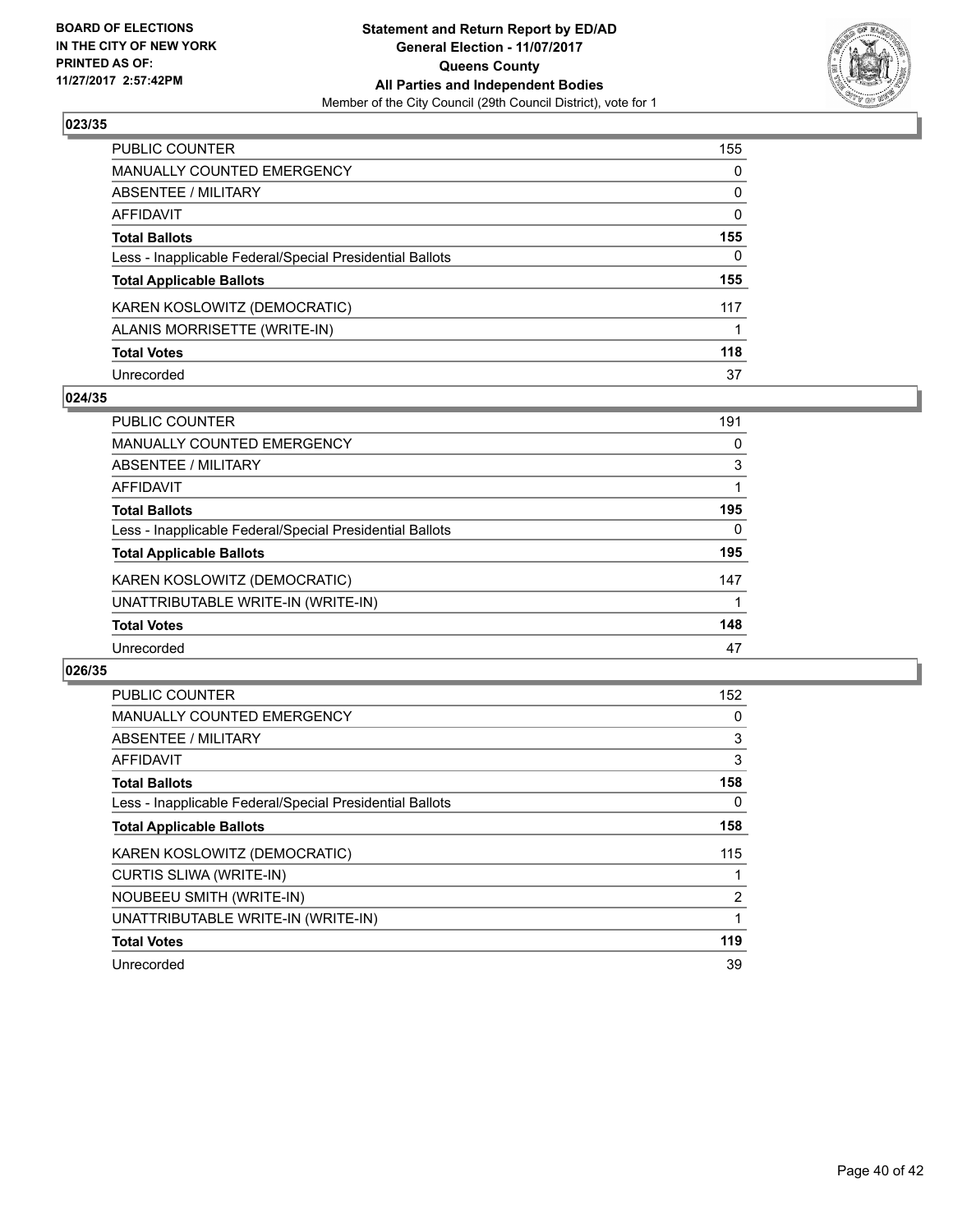**BOARD OF ELECTIONS IN THE CITY OF NEW YORK PRINTED AS OF: 11/27/2017 2:57:42PM**

**Statement and Return Report by ED/AD General Election - 11/07/2017 Queens County All Parties and Independent Bodies**

Member of the City Council (29th Council District), vote for 1

## 023/35

| | |
|---|---|
| PUBLIC COUNTER | 155 |
| MANUALLY COUNTED EMERGENCY | 0 |
| ABSENTEE / MILITARY | 0 |
| AFFIDAVIT | 0 |
| **Total Ballots** | **155** |
| Less - Inapplicable Federal/Special Presidential Ballots | 0 |
| **Total Applicable Ballots** | **155** |
| KAREN KOSLOWITZ (DEMOCRATIC) | 117 |
| ALANIS MORRISETTE (WRITE-IN) | 1 |
| **Total Votes** | **118** |
| Unrecorded | 37 |

## 024/35

| | |
|---|---|
| PUBLIC COUNTER | 191 |
| MANUALLY COUNTED EMERGENCY | 0 |
| ABSENTEE / MILITARY | 3 |
| AFFIDAVIT | 1 |
| **Total Ballots** | **195** |
| Less - Inapplicable Federal/Special Presidential Ballots | 0 |
| **Total Applicable Ballots** | **195** |
| KAREN KOSLOWITZ (DEMOCRATIC) | 147 |
| UNATTRIBUTABLE WRITE-IN (WRITE-IN) | 1 |
| **Total Votes** | **148** |
| Unrecorded | 47 |

## 026/35

| | |
|---|---|
| PUBLIC COUNTER | 152 |
| MANUALLY COUNTED EMERGENCY | 0 |
| ABSENTEE / MILITARY | 3 |
| AFFIDAVIT | 3 |
| **Total Ballots** | **158** |
| Less - Inapplicable Federal/Special Presidential Ballots | 0 |
| **Total Applicable Ballots** | **158** |
| KAREN KOSLOWITZ (DEMOCRATIC) | 115 |
| CURTIS SLIWA (WRITE-IN) | 1 |
| NOUBEEU SMITH (WRITE-IN) | 2 |
| UNATTRIBUTABLE WRITE-IN (WRITE-IN) | 1 |
| **Total Votes** | **119** |
| Unrecorded | 39 |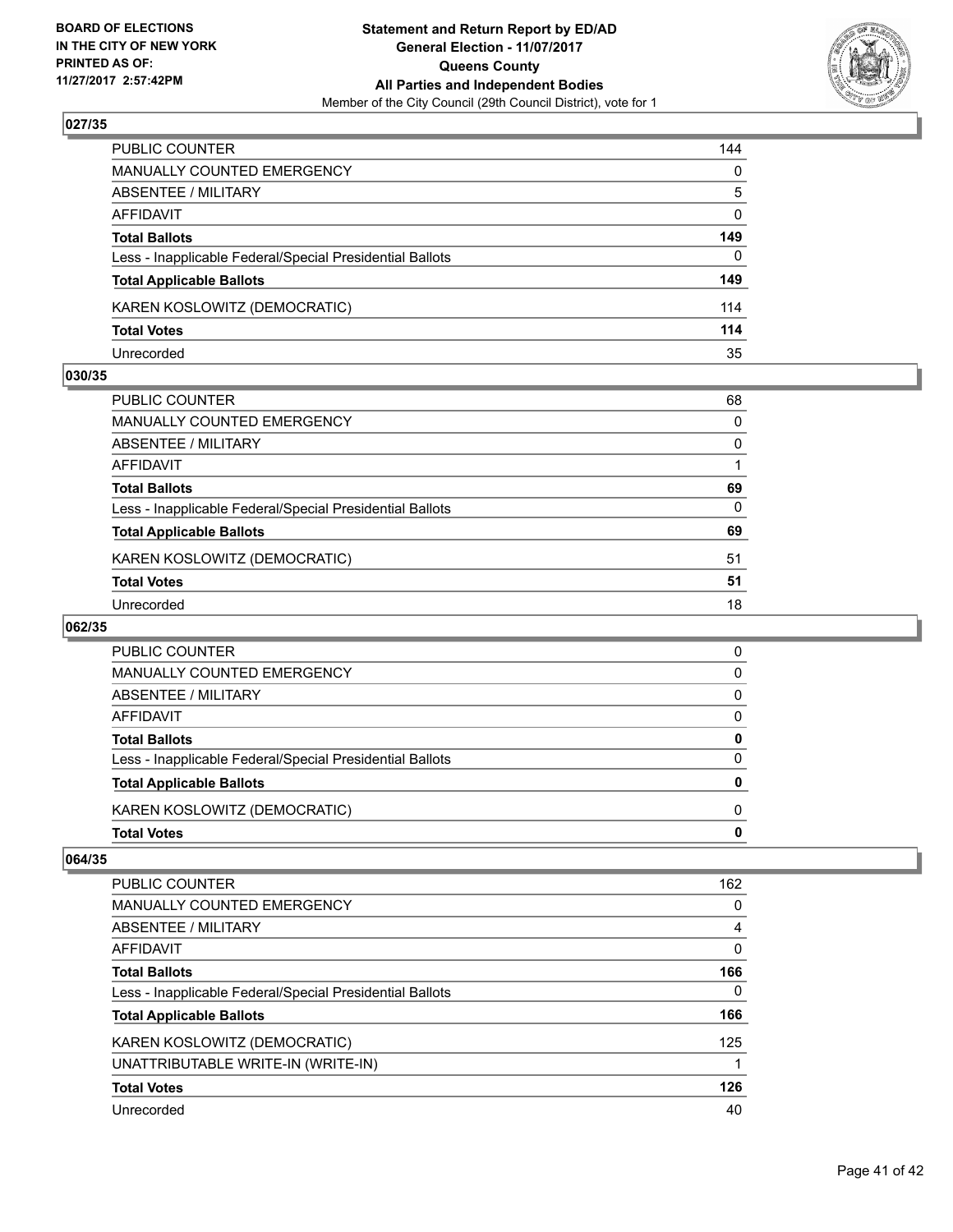**BOARD OF ELECTIONS IN THE CITY OF NEW YORK PRINTED AS OF: 11/27/2017 2:57:42PM**

**Statement and Return Report by ED/AD General Election - 11/07/2017 Queens County All Parties and Independent Bodies**

Member of the City Council (29th Council District), vote for 1

### 027/35

| | |
|---|---|
| PUBLIC COUNTER | 144 |
| MANUALLY COUNTED EMERGENCY | 0 |
| ABSENTEE / MILITARY | 5 |
| AFFIDAVIT | 0 |
| **Total Ballots** | **149** |
| Less - Inapplicable Federal/Special Presidential Ballots | 0 |
| **Total Applicable Ballots** | **149** |
| KAREN KOSLOWITZ (DEMOCRATIC) | 114 |
| **Total Votes** | **114** |
| Unrecorded | 35 |

### 030/35

| | |
|---|---|
| PUBLIC COUNTER | 68 |
| MANUALLY COUNTED EMERGENCY | 0 |
| ABSENTEE / MILITARY | 0 |
| AFFIDAVIT | 1 |
| **Total Ballots** | **69** |
| Less - Inapplicable Federal/Special Presidential Ballots | 0 |
| **Total Applicable Ballots** | **69** |
| KAREN KOSLOWITZ (DEMOCRATIC) | 51 |
| **Total Votes** | **51** |
| Unrecorded | 18 |

### 062/35

| | |
|---|---|
| PUBLIC COUNTER | 0 |
| MANUALLY COUNTED EMERGENCY | 0 |
| ABSENTEE / MILITARY | 0 |
| AFFIDAVIT | 0 |
| **Total Ballots** | **0** |
| Less - Inapplicable Federal/Special Presidential Ballots | 0 |
| **Total Applicable Ballots** | **0** |
| KAREN KOSLOWITZ (DEMOCRATIC) | 0 |
| **Total Votes** | **0** |

### 064/35

| | |
|---|---|
| PUBLIC COUNTER | 162 |
| MANUALLY COUNTED EMERGENCY | 0 |
| ABSENTEE / MILITARY | 4 |
| AFFIDAVIT | 0 |
| **Total Ballots** | **166** |
| Less - Inapplicable Federal/Special Presidential Ballots | 0 |
| **Total Applicable Ballots** | **166** |
| KAREN KOSLOWITZ (DEMOCRATIC) | 125 |
| UNATTRIBUTABLE WRITE-IN (WRITE-IN) | 1 |
| **Total Votes** | **126** |
| Unrecorded | 40 |